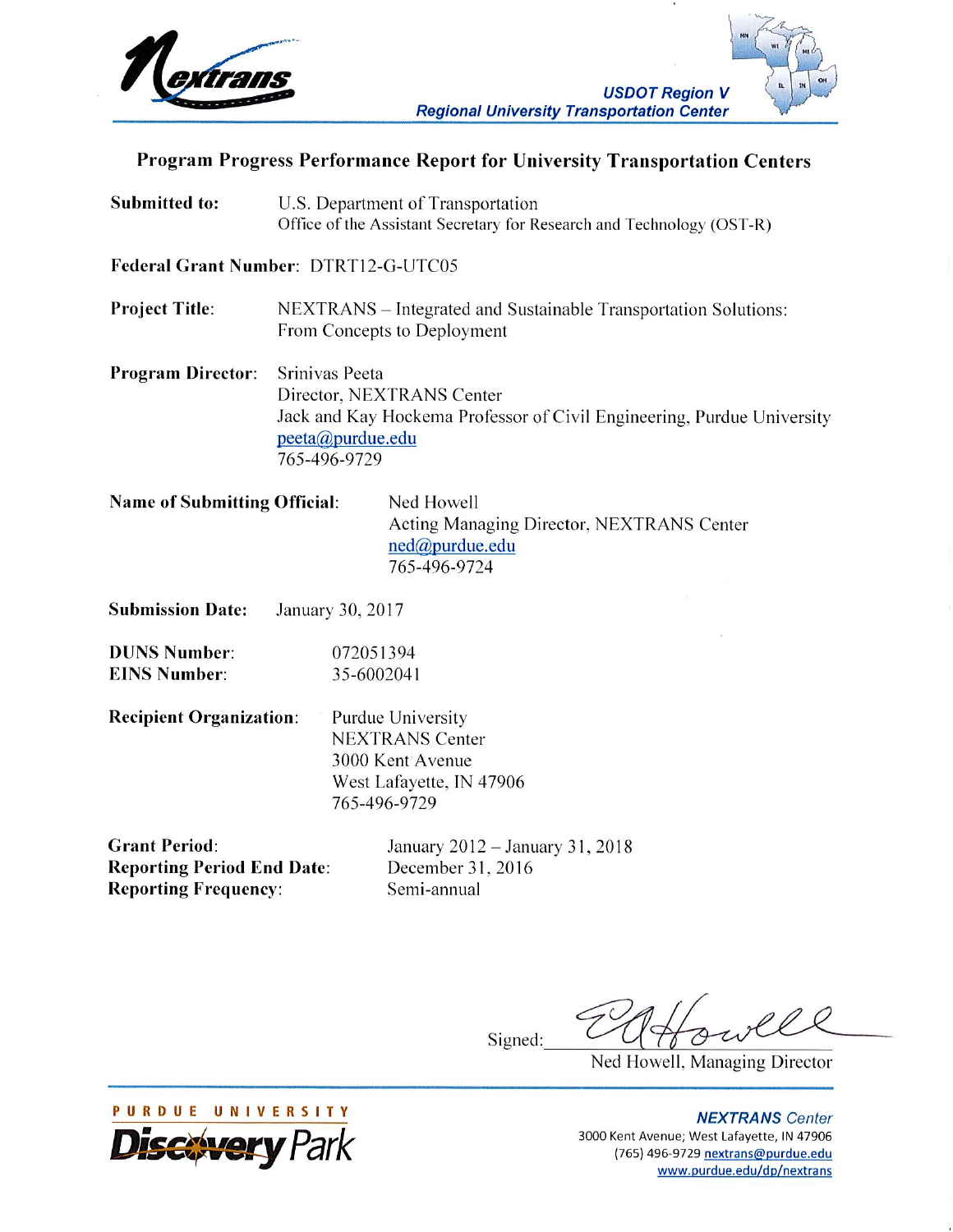Nextrans

**USDOT Region V**
**Regional University Transportation Center**

## Program Progress Performance Report for University Transportation Centers

**Submitted to:** U.S. Department of Transportation
Office of the Assistant Secretary for Research and Technology (OST-R)

**Federal Grant Number**: DTRT12-G-UTC05

**Project Title**: NEXTRANS – Integrated and Sustainable Transportation Solutions: From Concepts to Deployment

**Program Director**: Srinivas Peeta
Director, NEXTRANS Center
Jack and Kay Hockema Professor of Civil Engineering, Purdue University
peeta@purdue.edu
765-496-9729

**Name of Submitting Official**: Ned Howell
Acting Managing Director, NEXTRANS Center
ned@purdue.edu
765-496-9724

**Submission Date:** January 30, 2017

**DUNS Number**: 072051394
**EINS Number**: 35-6002041

**Recipient Organization**: Purdue University
NEXTRANS Center
3000 Kent Avenue
West Lafayette, IN 47906
765-496-9729

**Grant Period**: January 2012 – January 31, 2018
**Reporting Period End Date**: December 31, 2016
**Reporting Frequency**: Semi-annual

Signed: ____________________
Ned Howell, Managing Director

PURDUE UNIVERSITY
Discovery Park

*NEXTRANS Center*
3000 Kent Avenue; West Lafayette, IN 47906
(765) 496-9729 nextrans@purdue.edu
www.purdue.edu/dp/nextrans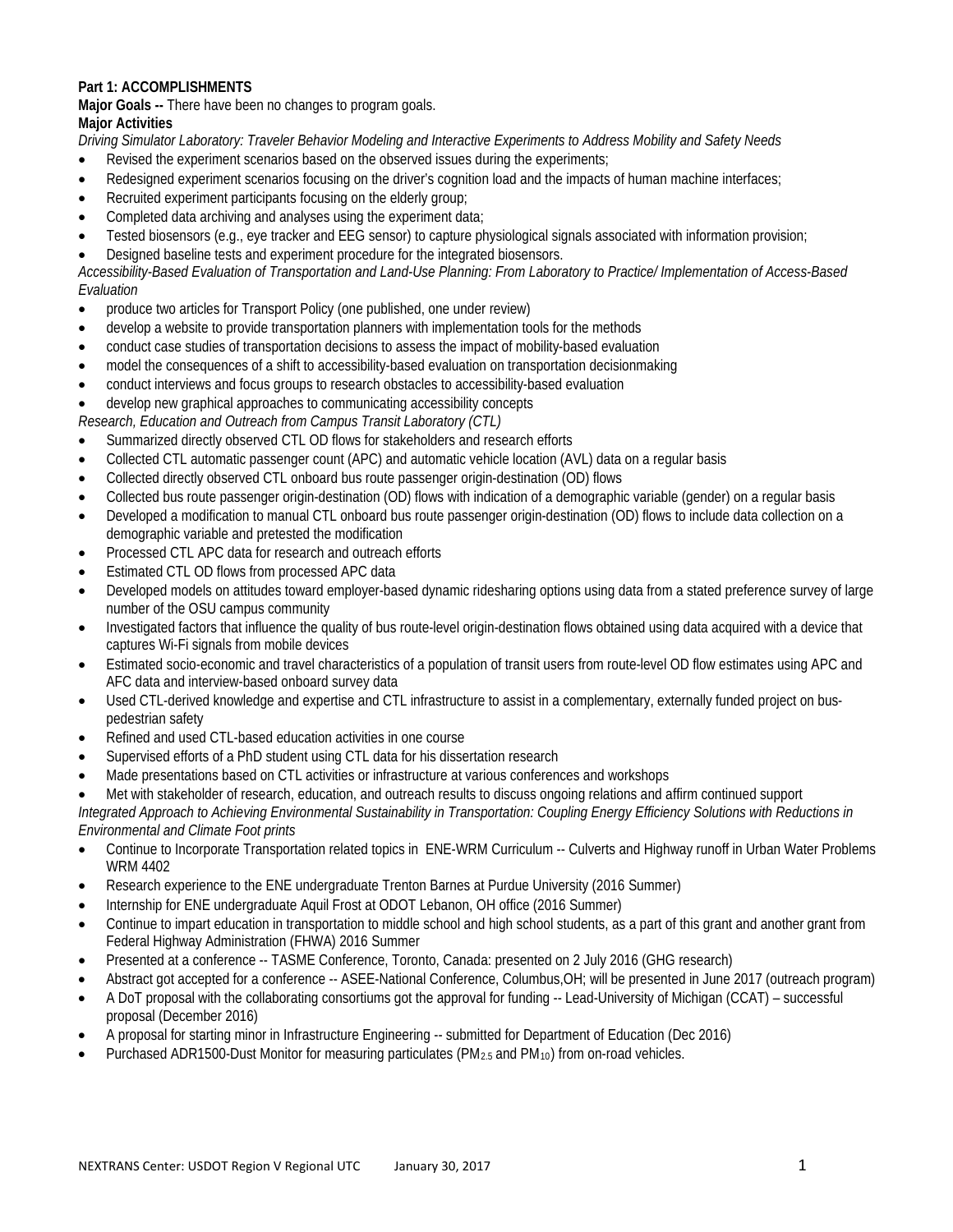**Part 1: ACCOMPLISHMENTS**

**Major Goals --** There have been no changes to program goals.

**Major Activities**

*Driving Simulator Laboratory: Traveler Behavior Modeling and Interactive Experiments to Address Mobility and Safety Needs*

- Revised the experiment scenarios based on the observed issues during the experiments;
- Redesigned experiment scenarios focusing on the driver's cognition load and the impacts of human machine interfaces;
- Recruited experiment participants focusing on the elderly group;
- Completed data archiving and analyses using the experiment data;
- Tested biosensors (e.g., eye tracker and EEG sensor) to capture physiological signals associated with information provision;
- Designed baseline tests and experiment procedure for the integrated biosensors.

*Accessibility-Based Evaluation of Transportation and Land-Use Planning: From Laboratory to Practice/ Implementation of Access-Based Evaluation*

- produce two articles for Transport Policy (one published, one under review)
- develop a website to provide transportation planners with implementation tools for the methods
- conduct case studies of transportation decisions to assess the impact of mobility-based evaluation
- model the consequences of a shift to accessibility-based evaluation on transportation decisionmaking
- conduct interviews and focus groups to research obstacles to accessibility-based evaluation
- develop new graphical approaches to communicating accessibility concepts

*Research, Education and Outreach from Campus Transit Laboratory (CTL)*

- Summarized directly observed CTL OD flows for stakeholders and research efforts
- Collected CTL automatic passenger count (APC) and automatic vehicle location (AVL) data on a regular basis
- Collected directly observed CTL onboard bus route passenger origin-destination (OD) flows
- Collected bus route passenger origin-destination (OD) flows with indication of a demographic variable (gender) on a regular basis
- Developed a modification to manual CTL onboard bus route passenger origin-destination (OD) flows to include data collection on a demographic variable and pretested the modification
- Processed CTL APC data for research and outreach efforts
- Estimated CTL OD flows from processed APC data
- Developed models on attitudes toward employer-based dynamic ridesharing options using data from a stated preference survey of large number of the OSU campus community
- Investigated factors that influence the quality of bus route-level origin-destination flows obtained using data acquired with a device that captures Wi-Fi signals from mobile devices
- Estimated socio-economic and travel characteristics of a population of transit users from route-level OD flow estimates using APC and AFC data and interview-based onboard survey data
- Used CTL-derived knowledge and expertise and CTL infrastructure to assist in a complementary, externally funded project on bus-pedestrian safety
- Refined and used CTL-based education activities in one course
- Supervised efforts of a PhD student using CTL data for his dissertation research
- Made presentations based on CTL activities or infrastructure at various conferences and workshops
- Met with stakeholder of research, education, and outreach results to discuss ongoing relations and affirm continued support

*Integrated Approach to Achieving Environmental Sustainability in Transportation: Coupling Energy Efficiency Solutions with Reductions in Environmental and Climate Foot prints*

- Continue to Incorporate Transportation related topics in ENE-WRM Curriculum -- Culverts and Highway runoff in Urban Water Problems WRM 4402
- Research experience to the ENE undergraduate Trenton Barnes at Purdue University (2016 Summer)
- Internship for ENE undergraduate Aquil Frost at ODOT Lebanon, OH office (2016 Summer)
- Continue to impart education in transportation to middle school and high school students, as a part of this grant and another grant from Federal Highway Administration (FHWA) 2016 Summer
- Presented at a conference -- TASME Conference, Toronto, Canada: presented on 2 July 2016 (GHG research)
- Abstract got accepted for a conference -- ASEE-National Conference, Columbus,OH; will be presented in June 2017 (outreach program)
- A DoT proposal with the collaborating consortiums got the approval for funding -- Lead-University of Michigan (CCAT) – successful proposal (December 2016)
- A proposal for starting minor in Infrastructure Engineering -- submitted for Department of Education (Dec 2016)
- Purchased ADR1500-Dust Monitor for measuring particulates ($PM_{2.5}$ and $PM_{10}$) from on-road vehicles.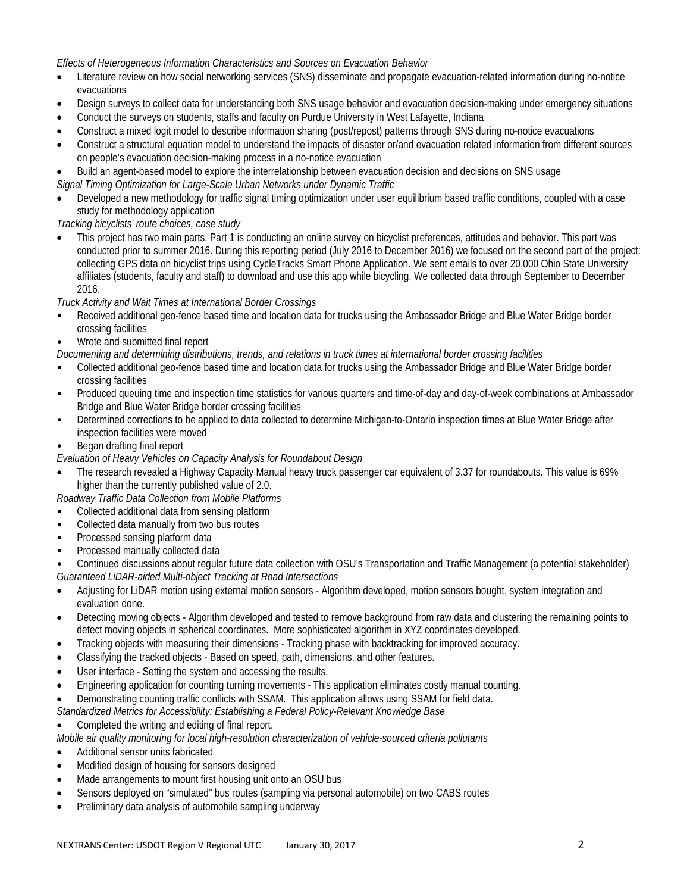*Effects of Heterogeneous Information Characteristics and Sources on Evacuation Behavior*

- Literature review on how social networking services (SNS) disseminate and propagate evacuation-related information during no-notice evacuations
- Design surveys to collect data for understanding both SNS usage behavior and evacuation decision-making under emergency situations
- Conduct the surveys on students, staffs and faculty on Purdue University in West Lafayette, Indiana
- Construct a mixed logit model to describe information sharing (post/repost) patterns through SNS during no-notice evacuations
- Construct a structural equation model to understand the impacts of disaster or/and evacuation related information from different sources on people's evacuation decision-making process in a no-notice evacuation
- Build an agent-based model to explore the interrelationship between evacuation decision and decisions on SNS usage

*Signal Timing Optimization for Large-Scale Urban Networks under Dynamic Traffic*

- Developed a new methodology for traffic signal timing optimization under user equilibrium based traffic conditions, coupled with a case study for methodology application

*Tracking bicyclists' route choices, case study*

- This project has two main parts. Part 1 is conducting an online survey on bicyclist preferences, attitudes and behavior. This part was conducted prior to summer 2016. During this reporting period (July 2016 to December 2016) we focused on the second part of the project: collecting GPS data on bicyclist trips using CycleTracks Smart Phone Application. We sent emails to over 20,000 Ohio State University affiliates (students, faculty and staff) to download and use this app while bicycling. We collected data through September to December 2016.

*Truck Activity and Wait Times at International Border Crossings*

- Received additional geo-fence based time and location data for trucks using the Ambassador Bridge and Blue Water Bridge border crossing facilities
- Wrote and submitted final report

*Documenting and determining distributions, trends, and relations in truck times at international border crossing facilities*

- Collected additional geo-fence based time and location data for trucks using the Ambassador Bridge and Blue Water Bridge border crossing facilities
- Produced queuing time and inspection time statistics for various quarters and time-of-day and day-of-week combinations at Ambassador Bridge and Blue Water Bridge border crossing facilities
- Determined corrections to be applied to data collected to determine Michigan-to-Ontario inspection times at Blue Water Bridge after inspection facilities were moved
- Began drafting final report

*Evaluation of Heavy Vehicles on Capacity Analysis for Roundabout Design*

- The research revealed a Highway Capacity Manual heavy truck passenger car equivalent of 3.37 for roundabouts. This value is 69% higher than the currently published value of 2.0.

*Roadway Traffic Data Collection from Mobile Platforms*

- Collected additional data from sensing platform
- Collected data manually from two bus routes
- Processed sensing platform data
- Processed manually collected data
- Continued discussions about regular future data collection with OSU's Transportation and Traffic Management (a potential stakeholder)

*Guaranteed LiDAR-aided Multi-object Tracking at Road Intersections*

- Adjusting for LiDAR motion using external motion sensors - Algorithm developed, motion sensors bought, system integration and evaluation done.
- Detecting moving objects - Algorithm developed and tested to remove background from raw data and clustering the remaining points to detect moving objects in spherical coordinates. More sophisticated algorithm in XYZ coordinates developed.
- Tracking objects with measuring their dimensions - Tracking phase with backtracking for improved accuracy.
- Classifying the tracked objects - Based on speed, path, dimensions, and other features.
- User interface - Setting the system and accessing the results.
- Engineering application for counting turning movements - This application eliminates costly manual counting.
- Demonstrating counting traffic conflicts with SSAM. This application allows using SSAM for field data.

*Standardized Metrics for Accessibility: Establishing a Federal Policy-Relevant Knowledge Base*

- Completed the writing and editing of final report.

*Mobile air quality monitoring for local high-resolution characterization of vehicle-sourced criteria pollutants*

- Additional sensor units fabricated
- Modified design of housing for sensors designed
- Made arrangements to mount first housing unit onto an OSU bus
- Sensors deployed on "simulated" bus routes (sampling via personal automobile) on two CABS routes
- Preliminary data analysis of automobile sampling underway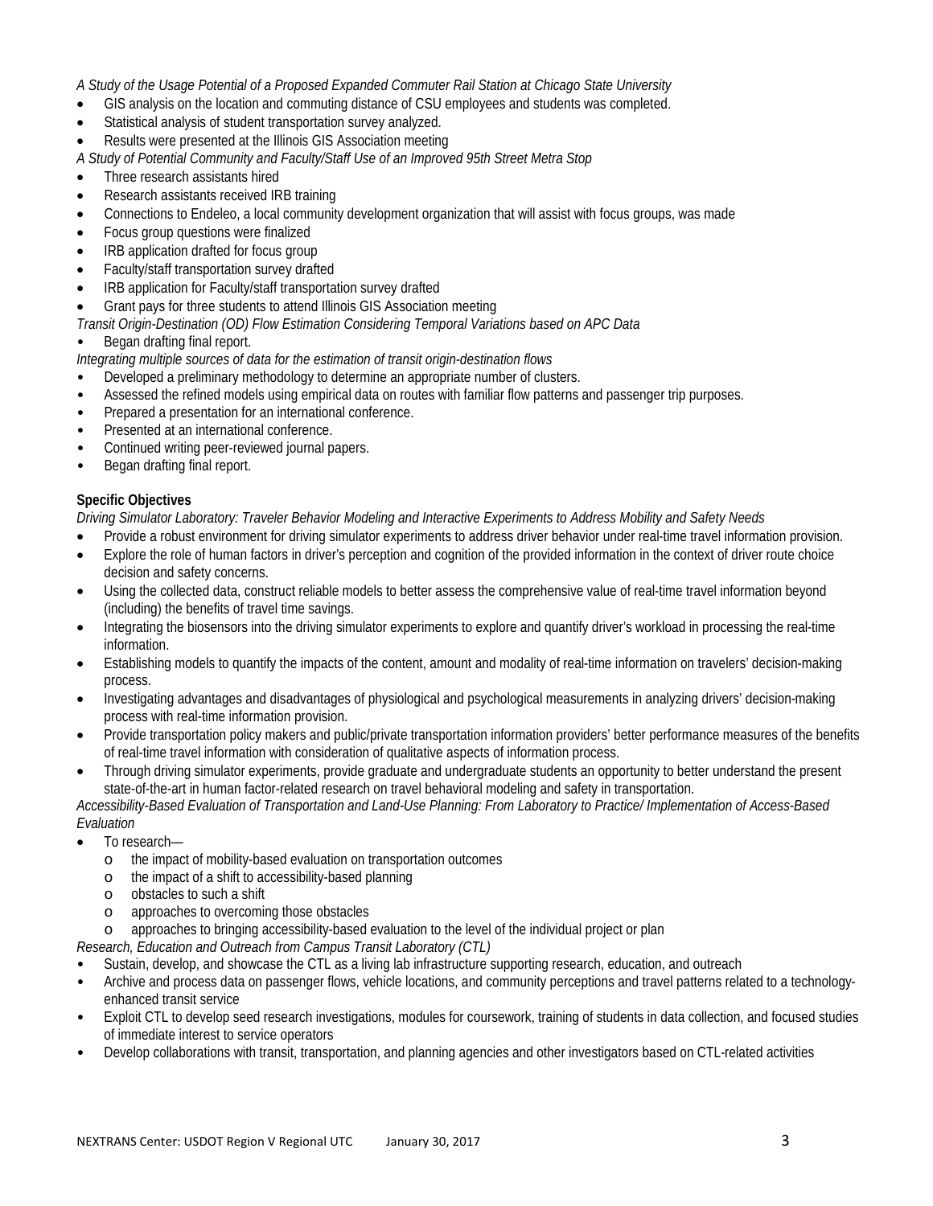*A Study of the Usage Potential of a Proposed Expanded Commuter Rail Station at Chicago State University*

- GIS analysis on the location and commuting distance of CSU employees and students was completed.
- Statistical analysis of student transportation survey analyzed.
- Results were presented at the Illinois GIS Association meeting

*A Study of Potential Community and Faculty/Staff Use of an Improved 95th Street Metra Stop*

- Three research assistants hired
- Research assistants received IRB training
- Connections to Endeleo, a local community development organization that will assist with focus groups, was made
- Focus group questions were finalized
- IRB application drafted for focus group
- Faculty/staff transportation survey drafted
- IRB application for Faculty/staff transportation survey drafted
- Grant pays for three students to attend Illinois GIS Association meeting

*Transit Origin-Destination (OD) Flow Estimation Considering Temporal Variations based on APC Data*

- Began drafting final report.

*Integrating multiple sources of data for the estimation of transit origin-destination flows*

- Developed a preliminary methodology to determine an appropriate number of clusters.
- Assessed the refined models using empirical data on routes with familiar flow patterns and passenger trip purposes.
- Prepared a presentation for an international conference.
- Presented at an international conference.
- Continued writing peer-reviewed journal papers.
- Began drafting final report.

**Specific Objectives**

*Driving Simulator Laboratory: Traveler Behavior Modeling and Interactive Experiments to Address Mobility and Safety Needs*

- Provide a robust environment for driving simulator experiments to address driver behavior under real-time travel information provision.
- Explore the role of human factors in driver's perception and cognition of the provided information in the context of driver route choice decision and safety concerns.
- Using the collected data, construct reliable models to better assess the comprehensive value of real-time travel information beyond (including) the benefits of travel time savings.
- Integrating the biosensors into the driving simulator experiments to explore and quantify driver's workload in processing the real-time information.
- Establishing models to quantify the impacts of the content, amount and modality of real-time information on travelers' decision-making process.
- Investigating advantages and disadvantages of physiological and psychological measurements in analyzing drivers' decision-making process with real-time information provision.
- Provide transportation policy makers and public/private transportation information providers' better performance measures of the benefits of real-time travel information with consideration of qualitative aspects of information process.
- Through driving simulator experiments, provide graduate and undergraduate students an opportunity to better understand the present state-of-the-art in human factor-related research on travel behavioral modeling and safety in transportation.

*Accessibility-Based Evaluation of Transportation and Land-Use Planning: From Laboratory to Practice/ Implementation of Access-Based Evaluation*

- To research—
    - the impact of mobility-based evaluation on transportation outcomes
    - the impact of a shift to accessibility-based planning
    - obstacles to such a shift
    - approaches to overcoming those obstacles
    - approaches to bringing accessibility-based evaluation to the level of the individual project or plan

*Research, Education and Outreach from Campus Transit Laboratory (CTL)*

- Sustain, develop, and showcase the CTL as a living lab infrastructure supporting research, education, and outreach
- Archive and process data on passenger flows, vehicle locations, and community perceptions and travel patterns related to a technology-enhanced transit service
- Exploit CTL to develop seed research investigations, modules for coursework, training of students in data collection, and focused studies of immediate interest to service operators
- Develop collaborations with transit, transportation, and planning agencies and other investigators based on CTL-related activities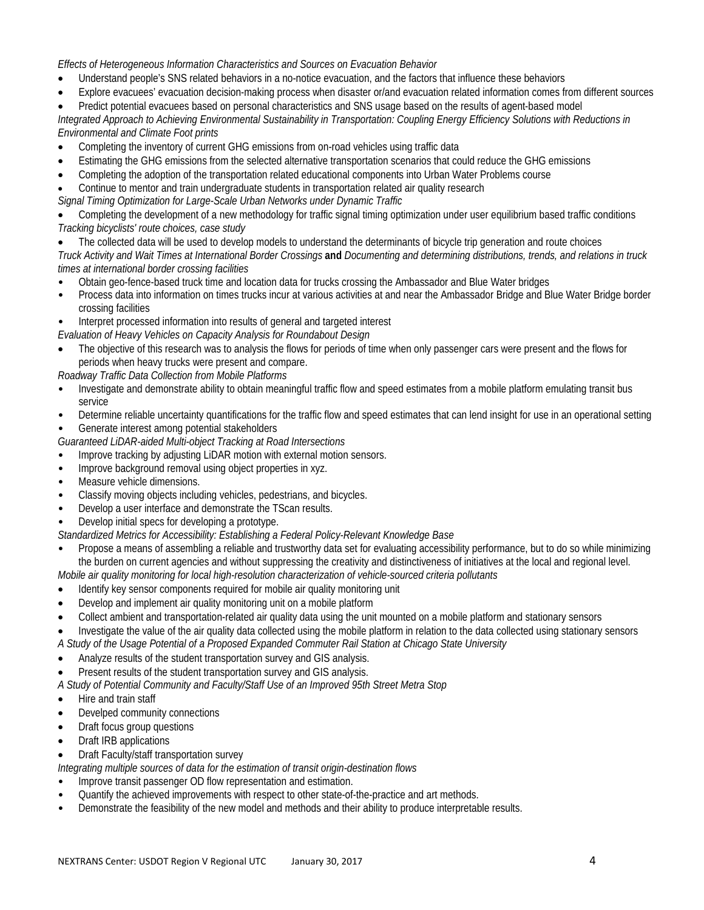*Effects of Heterogeneous Information Characteristics and Sources on Evacuation Behavior*

- Understand people's SNS related behaviors in a no-notice evacuation, and the factors that influence these behaviors
- Explore evacuees' evacuation decision-making process when disaster or/and evacuation related information comes from different sources
- Predict potential evacuees based on personal characteristics and SNS usage based on the results of agent-based model

*Integrated Approach to Achieving Environmental Sustainability in Transportation: Coupling Energy Efficiency Solutions with Reductions in Environmental and Climate Foot prints*

- Completing the inventory of current GHG emissions from on-road vehicles using traffic data
- Estimating the GHG emissions from the selected alternative transportation scenarios that could reduce the GHG emissions
- Completing the adoption of the transportation related educational components into Urban Water Problems course
- Continue to mentor and train undergraduate students in transportation related air quality research

*Signal Timing Optimization for Large-Scale Urban Networks under Dynamic Traffic*

- Completing the development of a new methodology for traffic signal timing optimization under user equilibrium based traffic conditions

*Tracking bicyclists' route choices, case study*

- The collected data will be used to develop models to understand the determinants of bicycle trip generation and route choices

*Truck Activity and Wait Times at International Border Crossings* **and** *Documenting and determining distributions, trends, and relations in truck times at international border crossing facilities*

- Obtain geo-fence-based truck time and location data for trucks crossing the Ambassador and Blue Water bridges
- Process data into information on times trucks incur at various activities at and near the Ambassador Bridge and Blue Water Bridge border crossing facilities
- Interpret processed information into results of general and targeted interest

*Evaluation of Heavy Vehicles on Capacity Analysis for Roundabout Design*

- The objective of this research was to analysis the flows for periods of time when only passenger cars were present and the flows for periods when heavy trucks were present and compare.

*Roadway Traffic Data Collection from Mobile Platforms*

- Investigate and demonstrate ability to obtain meaningful traffic flow and speed estimates from a mobile platform emulating transit bus service
- Determine reliable uncertainty quantifications for the traffic flow and speed estimates that can lend insight for use in an operational setting
- Generate interest among potential stakeholders

*Guaranteed LiDAR-aided Multi-object Tracking at Road Intersections*

- Improve tracking by adjusting LiDAR motion with external motion sensors.
- Improve background removal using object properties in xyz.
- Measure vehicle dimensions.
- Classify moving objects including vehicles, pedestrians, and bicycles.
- Develop a user interface and demonstrate the TScan results.
- Develop initial specs for developing a prototype.

*Standardized Metrics for Accessibility: Establishing a Federal Policy-Relevant Knowledge Base*

- Propose a means of assembling a reliable and trustworthy data set for evaluating accessibility performance, but to do so while minimizing the burden on current agencies and without suppressing the creativity and distinctiveness of initiatives at the local and regional level.

*Mobile air quality monitoring for local high-resolution characterization of vehicle-sourced criteria pollutants*

- Identify key sensor components required for mobile air quality monitoring unit
- Develop and implement air quality monitoring unit on a mobile platform
- Collect ambient and transportation-related air quality data using the unit mounted on a mobile platform and stationary sensors
- Investigate the value of the air quality data collected using the mobile platform in relation to the data collected using stationary sensors

*A Study of the Usage Potential of a Proposed Expanded Commuter Rail Station at Chicago State University*

- Analyze results of the student transportation survey and GIS analysis.
- Present results of the student transportation survey and GIS analysis.

*A Study of Potential Community and Faculty/Staff Use of an Improved 95th Street Metra Stop*

- Hire and train staff
- Develped community connections
- Draft focus group questions
- Draft IRB applications
- Draft Faculty/staff transportation survey

*Integrating multiple sources of data for the estimation of transit origin-destination flows*

- Improve transit passenger OD flow representation and estimation.
- Quantify the achieved improvements with respect to other state-of-the-practice and art methods.
- Demonstrate the feasibility of the new model and methods and their ability to produce interpretable results.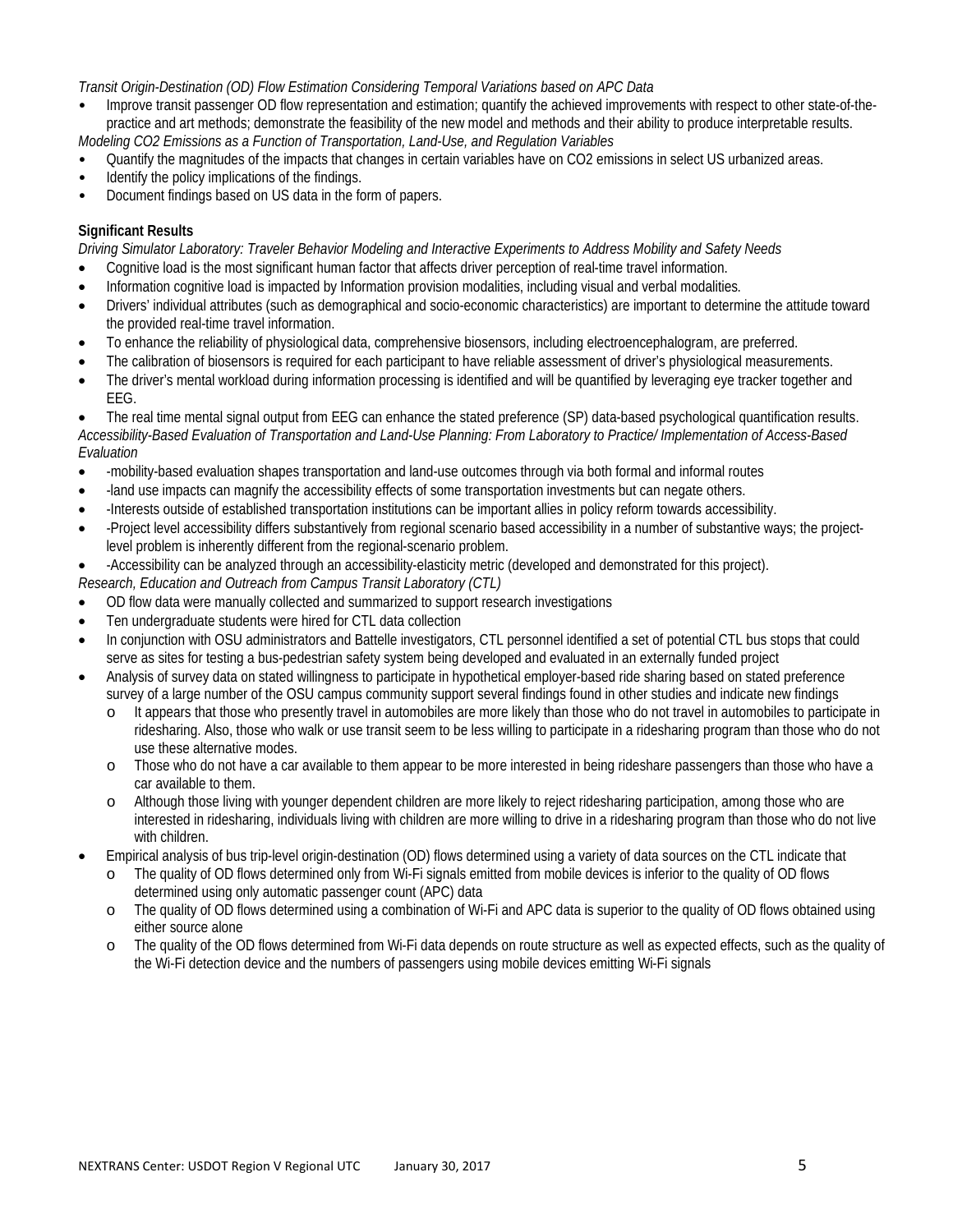*Transit Origin-Destination (OD) Flow Estimation Considering Temporal Variations based on APC Data*

- Improve transit passenger OD flow representation and estimation; quantify the achieved improvements with respect to other state-of-the-practice and art methods; demonstrate the feasibility of the new model and methods and their ability to produce interpretable results.

*Modeling CO2 Emissions as a Function of Transportation, Land-Use, and Regulation Variables*

- Quantify the magnitudes of the impacts that changes in certain variables have on $CO_2$ emissions in select US urbanized areas.
- Identify the policy implications of the findings.
- Document findings based on US data in the form of papers.

**Significant Results**

*Driving Simulator Laboratory: Traveler Behavior Modeling and Interactive Experiments to Address Mobility and Safety Needs*

- Cognitive load is the most significant human factor that affects driver perception of real-time travel information.
- Information cognitive load is impacted by Information provision modalities, including visual and verbal modalities.
- Drivers' individual attributes (such as demographical and socio-economic characteristics) are important to determine the attitude toward the provided real-time travel information.
- To enhance the reliability of physiological data, comprehensive biosensors, including electroencephalogram, are preferred.
- The calibration of biosensors is required for each participant to have reliable assessment of driver's physiological measurements.
- The driver's mental workload during information processing is identified and will be quantified by leveraging eye tracker together and EEG.
- The real time mental signal output from EEG can enhance the stated preference (SP) data-based psychological quantification results.

*Accessibility-Based Evaluation of Transportation and Land-Use Planning: From Laboratory to Practice/ Implementation of Access-Based Evaluation*

- -mobility-based evaluation shapes transportation and land-use outcomes through via both formal and informal routes
- -land use impacts can magnify the accessibility effects of some transportation investments but can negate others.
- -Interests outside of established transportation institutions can be important allies in policy reform towards accessibility.
- -Project level accessibility differs substantively from regional scenario based accessibility in a number of substantive ways; the project-level problem is inherently different from the regional-scenario problem.
- -Accessibility can be analyzed through an accessibility-elasticity metric (developed and demonstrated for this project).

*Research, Education and Outreach from Campus Transit Laboratory (CTL)*

- OD flow data were manually collected and summarized to support research investigations
- Ten undergraduate students were hired for CTL data collection
- In conjunction with OSU administrators and Battelle investigators, CTL personnel identified a set of potential CTL bus stops that could serve as sites for testing a bus-pedestrian safety system being developed and evaluated in an externally funded project
- Analysis of survey data on stated willingness to participate in hypothetical employer-based ride sharing based on stated preference survey of a large number of the OSU campus community support several findings found in other studies and indicate new findings
  - It appears that those who presently travel in automobiles are more likely than those who do not travel in automobiles to participate in ridesharing. Also, those who walk or use transit seem to be less willing to participate in a ridesharing program than those who do not use these alternative modes.
  - Those who do not have a car available to them appear to be more interested in being rideshare passengers than those who have a car available to them.
  - Although those living with younger dependent children are more likely to reject ridesharing participation, among those who are interested in ridesharing, individuals living with children are more willing to drive in a ridesharing program than those who do not live with children.
- Empirical analysis of bus trip-level origin-destination (OD) flows determined using a variety of data sources on the CTL indicate that
  - The quality of OD flows determined only from Wi-Fi signals emitted from mobile devices is inferior to the quality of OD flows determined using only automatic passenger count (APC) data
  - The quality of OD flows determined using a combination of Wi-Fi and APC data is superior to the quality of OD flows obtained using either source alone
  - The quality of the OD flows determined from Wi-Fi data depends on route structure as well as expected effects, such as the quality of the Wi-Fi detection device and the numbers of passengers using mobile devices emitting Wi-Fi signals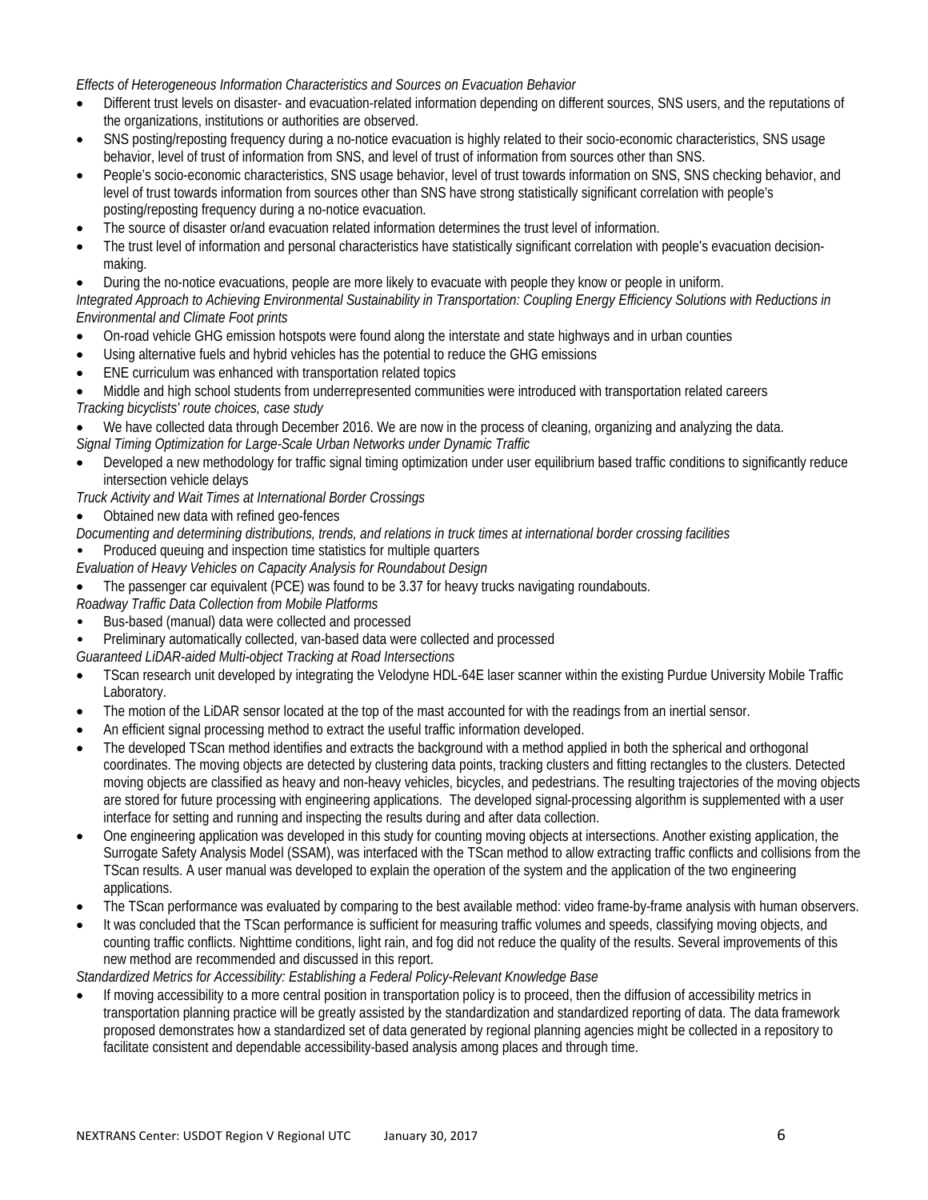*Effects of Heterogeneous Information Characteristics and Sources on Evacuation Behavior*

- Different trust levels on disaster- and evacuation-related information depending on different sources, SNS users, and the reputations of the organizations, institutions or authorities are observed.
- SNS posting/reposting frequency during a no-notice evacuation is highly related to their socio-economic characteristics, SNS usage behavior, level of trust of information from SNS, and level of trust of information from sources other than SNS.
- People's socio-economic characteristics, SNS usage behavior, level of trust towards information on SNS, SNS checking behavior, and level of trust towards information from sources other than SNS have strong statistically significant correlation with people's posting/reposting frequency during a no-notice evacuation.
- The source of disaster or/and evacuation related information determines the trust level of information.
- The trust level of information and personal characteristics have statistically significant correlation with people's evacuation decision-making.
- During the no-notice evacuations, people are more likely to evacuate with people they know or people in uniform.

*Integrated Approach to Achieving Environmental Sustainability in Transportation: Coupling Energy Efficiency Solutions with Reductions in Environmental and Climate Foot prints*

- On-road vehicle GHG emission hotspots were found along the interstate and state highways and in urban counties
- Using alternative fuels and hybrid vehicles has the potential to reduce the GHG emissions
- ENE curriculum was enhanced with transportation related topics
- Middle and high school students from underrepresented communities were introduced with transportation related careers

*Tracking bicyclists' route choices, case study*

- We have collected data through December 2016. We are now in the process of cleaning, organizing and analyzing the data.

*Signal Timing Optimization for Large-Scale Urban Networks under Dynamic Traffic*

- Developed a new methodology for traffic signal timing optimization under user equilibrium based traffic conditions to significantly reduce intersection vehicle delays

*Truck Activity and Wait Times at International Border Crossings*

- Obtained new data with refined geo-fences

*Documenting and determining distributions, trends, and relations in truck times at international border crossing facilities*

- Produced queuing and inspection time statistics for multiple quarters

*Evaluation of Heavy Vehicles on Capacity Analysis for Roundabout Design*

- The passenger car equivalent (PCE) was found to be 3.37 for heavy trucks navigating roundabouts.

*Roadway Traffic Data Collection from Mobile Platforms*

- Bus-based (manual) data were collected and processed
- Preliminary automatically collected, van-based data were collected and processed

*Guaranteed LiDAR-aided Multi-object Tracking at Road Intersections*

- TScan research unit developed by integrating the Velodyne HDL-64E laser scanner within the existing Purdue University Mobile Traffic Laboratory.
- The motion of the LiDAR sensor located at the top of the mast accounted for with the readings from an inertial sensor.
- An efficient signal processing method to extract the useful traffic information developed.
- The developed TScan method identifies and extracts the background with a method applied in both the spherical and orthogonal coordinates. The moving objects are detected by clustering data points, tracking clusters and fitting rectangles to the clusters. Detected moving objects are classified as heavy and non-heavy vehicles, bicycles, and pedestrians. The resulting trajectories of the moving objects are stored for future processing with engineering applications. The developed signal-processing algorithm is supplemented with a user interface for setting and running and inspecting the results during and after data collection.
- One engineering application was developed in this study for counting moving objects at intersections. Another existing application, the Surrogate Safety Analysis Model (SSAM), was interfaced with the TScan method to allow extracting traffic conflicts and collisions from the TScan results. A user manual was developed to explain the operation of the system and the application of the two engineering applications.
- The TScan performance was evaluated by comparing to the best available method: video frame-by-frame analysis with human observers.
- It was concluded that the TScan performance is sufficient for measuring traffic volumes and speeds, classifying moving objects, and counting traffic conflicts. Nighttime conditions, light rain, and fog did not reduce the quality of the results. Several improvements of this new method are recommended and discussed in this report.

*Standardized Metrics for Accessibility: Establishing a Federal Policy-Relevant Knowledge Base*

- If moving accessibility to a more central position in transportation policy is to proceed, then the diffusion of accessibility metrics in transportation planning practice will be greatly assisted by the standardization and standardized reporting of data. The data framework proposed demonstrates how a standardized set of data generated by regional planning agencies might be collected in a repository to facilitate consistent and dependable accessibility-based analysis among places and through time.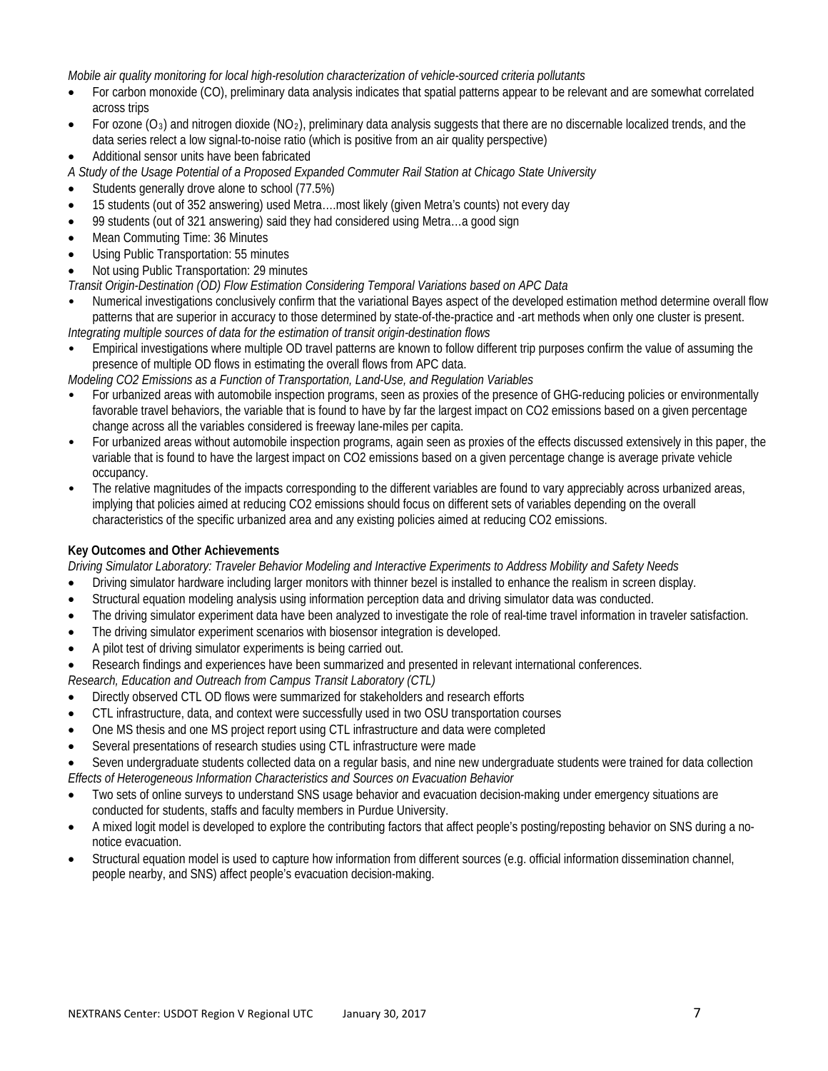*Mobile air quality monitoring for local high-resolution characterization of vehicle-sourced criteria pollutants*

- For carbon monoxide (CO), preliminary data analysis indicates that spatial patterns appear to be relevant and are somewhat correlated across trips
- For ozone ($O_3$) and nitrogen dioxide ($NO_2$), preliminary data analysis suggests that there are no discernable localized trends, and the data series relect a low signal-to-noise ratio (which is positive from an air quality perspective)
- Additional sensor units have been fabricated

*A Study of the Usage Potential of a Proposed Expanded Commuter Rail Station at Chicago State University*

- Students generally drove alone to school (77.5%)
- 15 students (out of 352 answering) used Metra….most likely (given Metra's counts) not every day
- 99 students (out of 321 answering) said they had considered using Metra…a good sign
- Mean Commuting Time: 36 Minutes
- Using Public Transportation: 55 minutes
- Not using Public Transportation: 29 minutes

*Transit Origin-Destination (OD) Flow Estimation Considering Temporal Variations based on APC Data*

- Numerical investigations conclusively confirm that the variational Bayes aspect of the developed estimation method determine overall flow patterns that are superior in accuracy to those determined by state-of-the-practice and -art methods when only one cluster is present.

*Integrating multiple sources of data for the estimation of transit origin-destination flows*

- Empirical investigations where multiple OD travel patterns are known to follow different trip purposes confirm the value of assuming the presence of multiple OD flows in estimating the overall flows from APC data.

*Modeling CO2 Emissions as a Function of Transportation, Land-Use, and Regulation Variables*

- For urbanized areas with automobile inspection programs, seen as proxies of the presence of GHG-reducing policies or environmentally favorable travel behaviors, the variable that is found to have by far the largest impact on CO2 emissions based on a given percentage change across all the variables considered is freeway lane-miles per capita.
- For urbanized areas without automobile inspection programs, again seen as proxies of the effects discussed extensively in this paper, the variable that is found to have the largest impact on CO2 emissions based on a given percentage change is average private vehicle occupancy.
- The relative magnitudes of the impacts corresponding to the different variables are found to vary appreciably across urbanized areas, implying that policies aimed at reducing CO2 emissions should focus on different sets of variables depending on the overall characteristics of the specific urbanized area and any existing policies aimed at reducing CO2 emissions.

**Key Outcomes and Other Achievements**

*Driving Simulator Laboratory: Traveler Behavior Modeling and Interactive Experiments to Address Mobility and Safety Needs*

- Driving simulator hardware including larger monitors with thinner bezel is installed to enhance the realism in screen display.
- Structural equation modeling analysis using information perception data and driving simulator data was conducted.
- The driving simulator experiment data have been analyzed to investigate the role of real-time travel information in traveler satisfaction.
- The driving simulator experiment scenarios with biosensor integration is developed.
- A pilot test of driving simulator experiments is being carried out.
- Research findings and experiences have been summarized and presented in relevant international conferences.

*Research, Education and Outreach from Campus Transit Laboratory (CTL)*

- Directly observed CTL OD flows were summarized for stakeholders and research efforts
- CTL infrastructure, data, and context were successfully used in two OSU transportation courses
- One MS thesis and one MS project report using CTL infrastructure and data were completed
- Several presentations of research studies using CTL infrastructure were made
- Seven undergraduate students collected data on a regular basis, and nine new undergraduate students were trained for data collection

*Effects of Heterogeneous Information Characteristics and Sources on Evacuation Behavior*

- Two sets of online surveys to understand SNS usage behavior and evacuation decision-making under emergency situations are conducted for students, staffs and faculty members in Purdue University.
- A mixed logit model is developed to explore the contributing factors that affect people's posting/reposting behavior on SNS during a no-notice evacuation.
- Structural equation model is used to capture how information from different sources (e.g. official information dissemination channel, people nearby, and SNS) affect people's evacuation decision-making.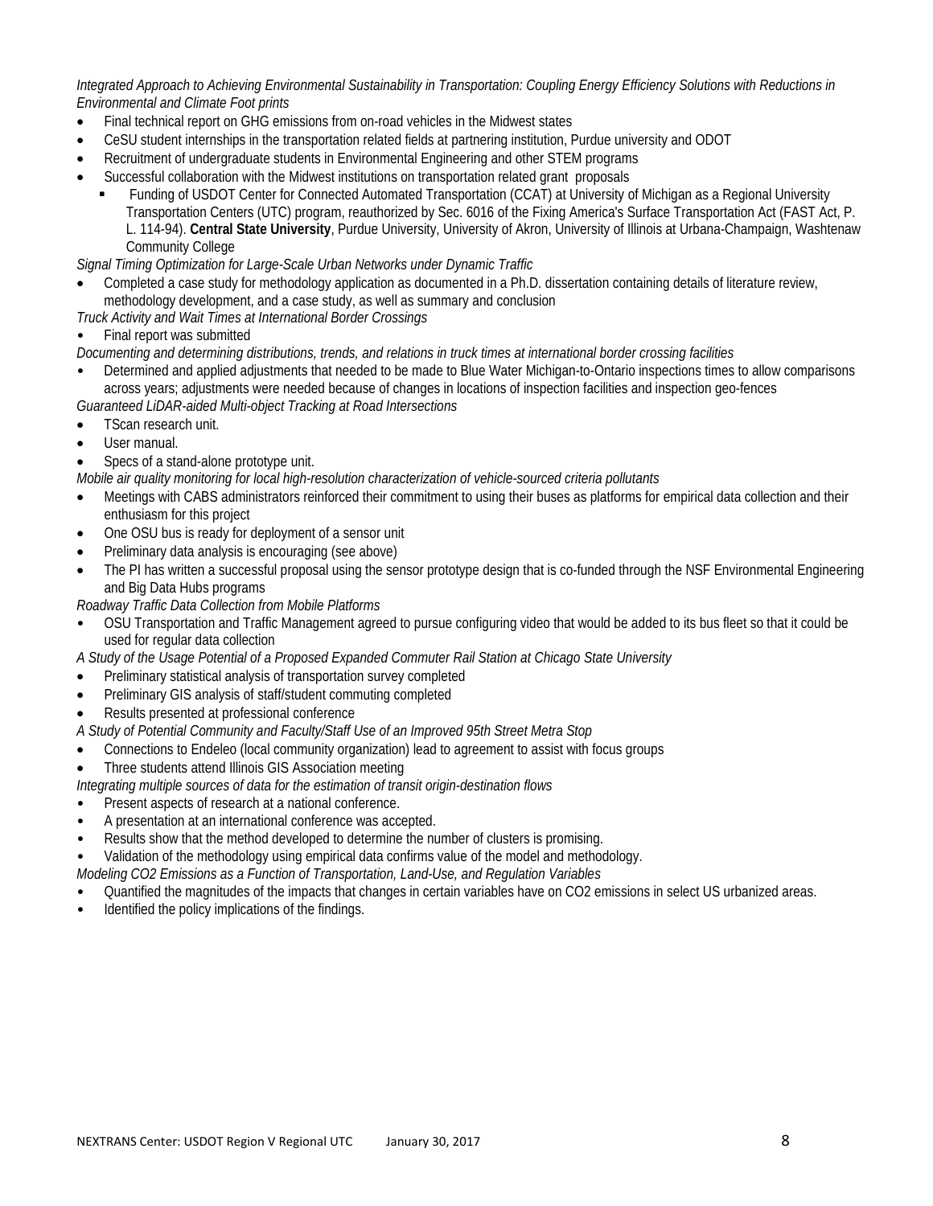*Integrated Approach to Achieving Environmental Sustainability in Transportation: Coupling Energy Efficiency Solutions with Reductions in Environmental and Climate Foot prints*

- Final technical report on GHG emissions from on-road vehicles in the Midwest states
- CeSU student internships in the transportation related fields at partnering institution, Purdue university and ODOT
- Recruitment of undergraduate students in Environmental Engineering and other STEM programs
- Successful collaboration with the Midwest institutions on transportation related grant proposals
  - Funding of USDOT Center for Connected Automated Transportation (CCAT) at University of Michigan as a Regional University Transportation Centers (UTC) program, reauthorized by Sec. 6016 of the Fixing America's Surface Transportation Act (FAST Act, P. L. 114-94). **Central State University**, Purdue University, University of Akron, University of Illinois at Urbana-Champaign, Washtenaw Community College

*Signal Timing Optimization for Large-Scale Urban Networks under Dynamic Traffic*

- Completed a case study for methodology application as documented in a Ph.D. dissertation containing details of literature review, methodology development, and a case study, as well as summary and conclusion

*Truck Activity and Wait Times at International Border Crossings*

- Final report was submitted

*Documenting and determining distributions, trends, and relations in truck times at international border crossing facilities*

- Determined and applied adjustments that needed to be made to Blue Water Michigan-to-Ontario inspections times to allow comparisons across years; adjustments were needed because of changes in locations of inspection facilities and inspection geo-fences

*Guaranteed LiDAR-aided Multi-object Tracking at Road Intersections*

- TScan research unit.
- User manual.
- Specs of a stand-alone prototype unit.

*Mobile air quality monitoring for local high-resolution characterization of vehicle-sourced criteria pollutants*

- Meetings with CABS administrators reinforced their commitment to using their buses as platforms for empirical data collection and their enthusiasm for this project
- One OSU bus is ready for deployment of a sensor unit
- Preliminary data analysis is encouraging (see above)
- The PI has written a successful proposal using the sensor prototype design that is co-funded through the NSF Environmental Engineering and Big Data Hubs programs

*Roadway Traffic Data Collection from Mobile Platforms*

- OSU Transportation and Traffic Management agreed to pursue configuring video that would be added to its bus fleet so that it could be used for regular data collection

*A Study of the Usage Potential of a Proposed Expanded Commuter Rail Station at Chicago State University*

- Preliminary statistical analysis of transportation survey completed
- Preliminary GIS analysis of staff/student commuting completed
- Results presented at professional conference

*A Study of Potential Community and Faculty/Staff Use of an Improved 95th Street Metra Stop*

- Connections to Endeleo (local community organization) lead to agreement to assist with focus groups
- Three students attend Illinois GIS Association meeting

*Integrating multiple sources of data for the estimation of transit origin-destination flows*

- Present aspects of research at a national conference.
- A presentation at an international conference was accepted.
- Results show that the method developed to determine the number of clusters is promising.
- Validation of the methodology using empirical data confirms value of the model and methodology.

*Modeling CO2 Emissions as a Function of Transportation, Land-Use, and Regulation Variables*

- Quantified the magnitudes of the impacts that changes in certain variables have on $CO_2$ emissions in select US urbanized areas.
- Identified the policy implications of the findings.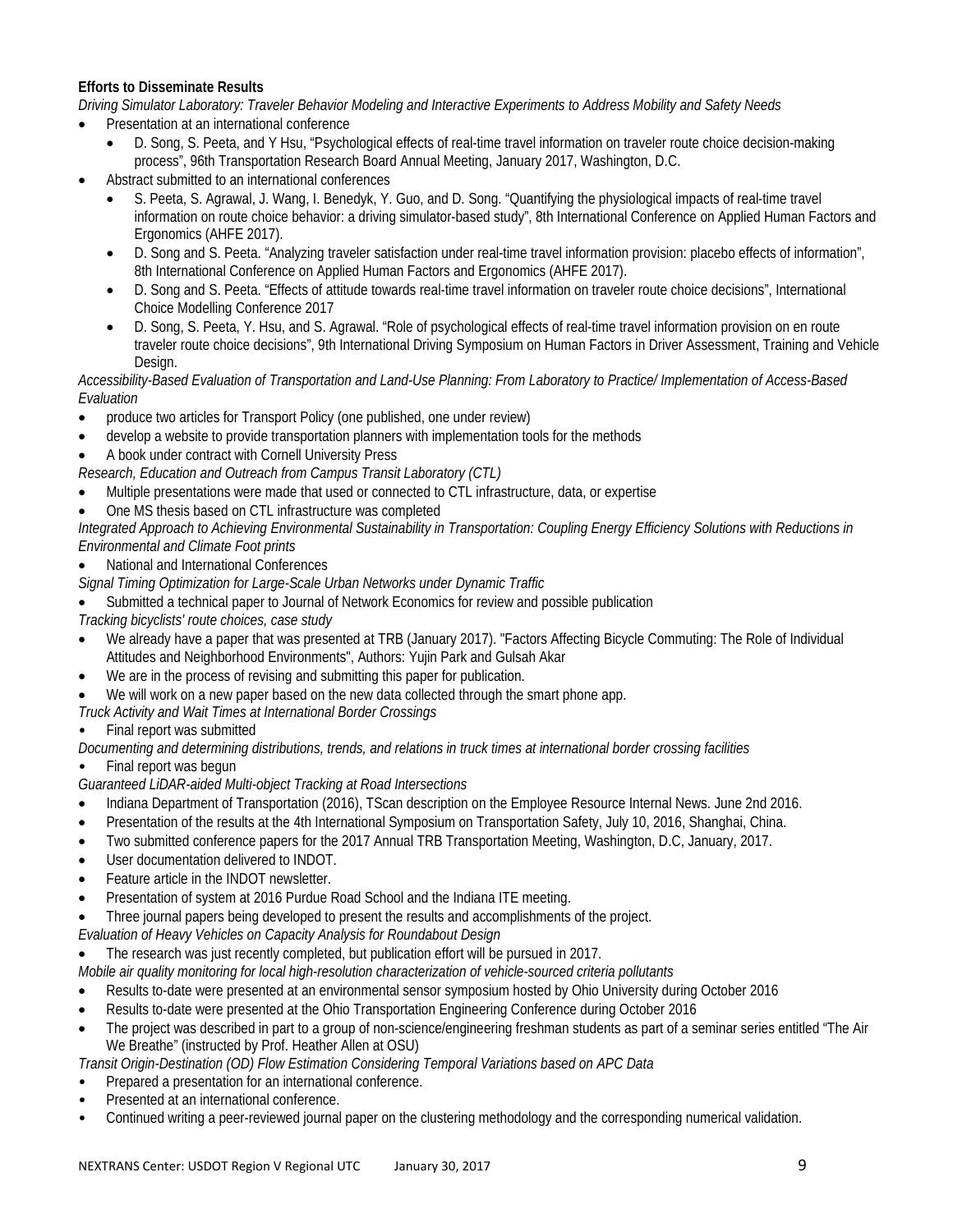**Efforts to Disseminate Results**

*Driving Simulator Laboratory: Traveler Behavior Modeling and Interactive Experiments to Address Mobility and Safety Needs*

- Presentation at an international conference
  - D. Song, S. Peeta, and Y Hsu, "Psychological effects of real-time travel information on traveler route choice decision-making process", 96th Transportation Research Board Annual Meeting, January 2017, Washington, D.C.
- Abstract submitted to an international conferences
  - S. Peeta, S. Agrawal, J. Wang, I. Benedyk, Y. Guo, and D. Song. "Quantifying the physiological impacts of real-time travel information on route choice behavior: a driving simulator-based study", 8th International Conference on Applied Human Factors and Ergonomics (AHFE 2017).
  - D. Song and S. Peeta. "Analyzing traveler satisfaction under real-time travel information provision: placebo effects of information", 8th International Conference on Applied Human Factors and Ergonomics (AHFE 2017).
  - D. Song and S. Peeta. "Effects of attitude towards real-time travel information on traveler route choice decisions", International Choice Modelling Conference 2017
  - D. Song, S. Peeta, Y. Hsu, and S. Agrawal. "Role of psychological effects of real-time travel information provision on en route traveler route choice decisions", 9th International Driving Symposium on Human Factors in Driver Assessment, Training and Vehicle Design.

*Accessibility-Based Evaluation of Transportation and Land-Use Planning: From Laboratory to Practice/ Implementation of Access-Based Evaluation*

- produce two articles for Transport Policy (one published, one under review)
- develop a website to provide transportation planners with implementation tools for the methods
- A book under contract with Cornell University Press

*Research, Education and Outreach from Campus Transit Laboratory (CTL)*

- Multiple presentations were made that used or connected to CTL infrastructure, data, or expertise
- One MS thesis based on CTL infrastructure was completed

*Integrated Approach to Achieving Environmental Sustainability in Transportation: Coupling Energy Efficiency Solutions with Reductions in Environmental and Climate Foot prints*

- National and International Conferences

*Signal Timing Optimization for Large-Scale Urban Networks under Dynamic Traffic*

- Submitted a technical paper to Journal of Network Economics for review and possible publication

*Tracking bicyclists' route choices, case study*

- We already have a paper that was presented at TRB (January 2017). "Factors Affecting Bicycle Commuting: The Role of Individual Attitudes and Neighborhood Environments", Authors: Yujin Park and Gulsah Akar
- We are in the process of revising and submitting this paper for publication.
- We will work on a new paper based on the new data collected through the smart phone app.

*Truck Activity and Wait Times at International Border Crossings*

- Final report was submitted

*Documenting and determining distributions, trends, and relations in truck times at international border crossing facilities*

- Final report was begun

*Guaranteed LiDAR-aided Multi-object Tracking at Road Intersections*

- Indiana Department of Transportation (2016), TScan description on the Employee Resource Internal News. June 2nd 2016.
- Presentation of the results at the 4th International Symposium on Transportation Safety, July 10, 2016, Shanghai, China.
- Two submitted conference papers for the 2017 Annual TRB Transportation Meeting, Washington, D.C, January, 2017.
- User documentation delivered to INDOT.
- Feature article in the INDOT newsletter.
- Presentation of system at 2016 Purdue Road School and the Indiana ITE meeting.
- Three journal papers being developed to present the results and accomplishments of the project.

*Evaluation of Heavy Vehicles on Capacity Analysis for Roundabout Design*

- The research was just recently completed, but publication effort will be pursued in 2017.

*Mobile air quality monitoring for local high-resolution characterization of vehicle-sourced criteria pollutants*

- Results to-date were presented at an environmental sensor symposium hosted by Ohio University during October 2016
- Results to-date were presented at the Ohio Transportation Engineering Conference during October 2016
- The project was described in part to a group of non-science/engineering freshman students as part of a seminar series entitled "The Air We Breathe" (instructed by Prof. Heather Allen at OSU)

*Transit Origin-Destination (OD) Flow Estimation Considering Temporal Variations based on APC Data*

- Prepared a presentation for an international conference.
- Presented at an international conference.
- Continued writing a peer-reviewed journal paper on the clustering methodology and the corresponding numerical validation.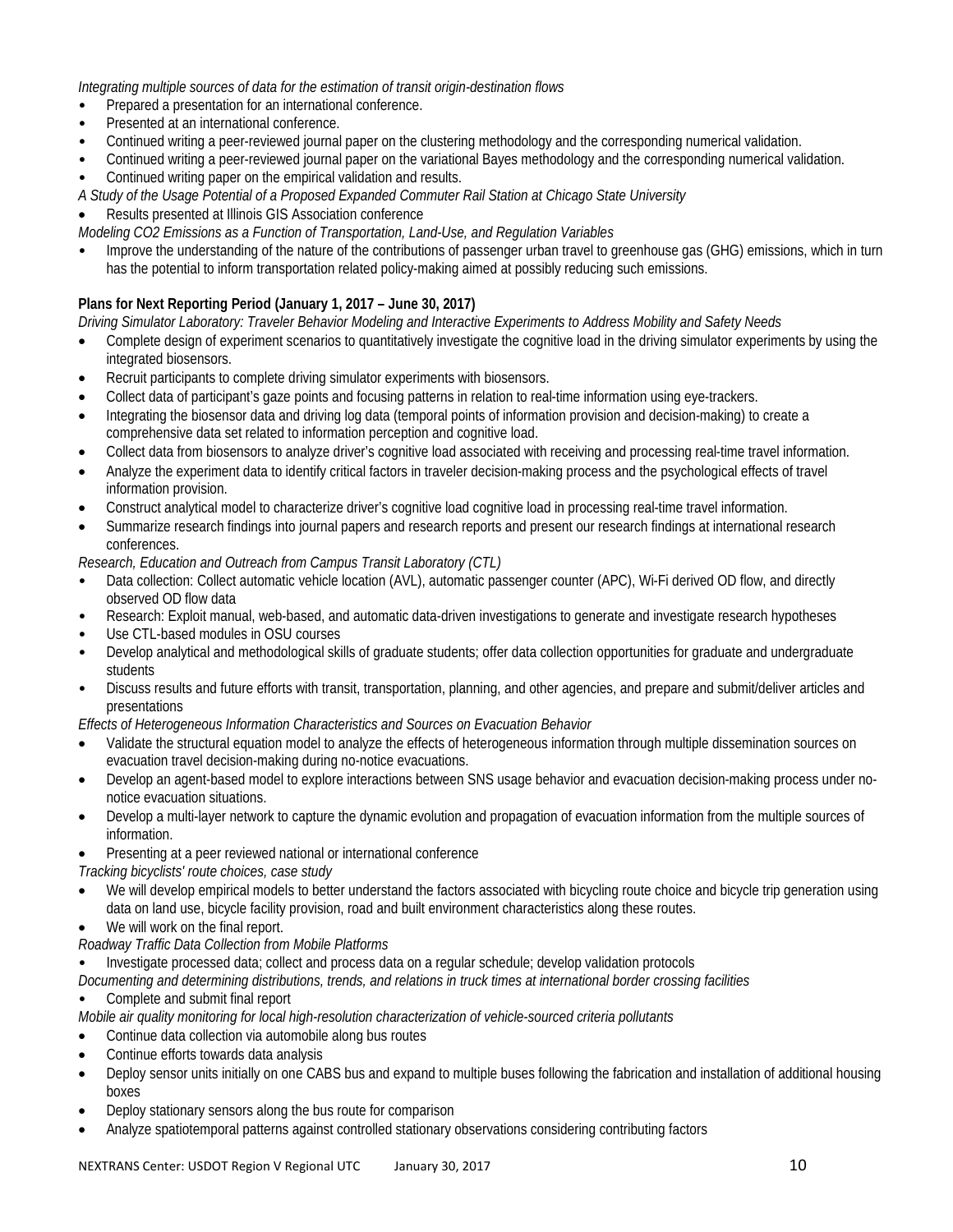*Integrating multiple sources of data for the estimation of transit origin-destination flows*

- Prepared a presentation for an international conference.
- Presented at an international conference.
- Continued writing a peer-reviewed journal paper on the clustering methodology and the corresponding numerical validation.
- Continued writing a peer-reviewed journal paper on the variational Bayes methodology and the corresponding numerical validation.
- Continued writing paper on the empirical validation and results.

*A Study of the Usage Potential of a Proposed Expanded Commuter Rail Station at Chicago State University*

- Results presented at Illinois GIS Association conference

*Modeling CO2 Emissions as a Function of Transportation, Land-Use, and Regulation Variables*

- Improve the understanding of the nature of the contributions of passenger urban travel to greenhouse gas (GHG) emissions, which in turn has the potential to inform transportation related policy-making aimed at possibly reducing such emissions.

**Plans for Next Reporting Period (January 1, 2017 – June 30, 2017)**

*Driving Simulator Laboratory: Traveler Behavior Modeling and Interactive Experiments to Address Mobility and Safety Needs*

- Complete design of experiment scenarios to quantitatively investigate the cognitive load in the driving simulator experiments by using the integrated biosensors.
- Recruit participants to complete driving simulator experiments with biosensors.
- Collect data of participant's gaze points and focusing patterns in relation to real-time information using eye-trackers.
- Integrating the biosensor data and driving log data (temporal points of information provision and decision-making) to create a comprehensive data set related to information perception and cognitive load.
- Collect data from biosensors to analyze driver's cognitive load associated with receiving and processing real-time travel information.
- Analyze the experiment data to identify critical factors in traveler decision-making process and the psychological effects of travel information provision.
- Construct analytical model to characterize driver's cognitive load cognitive load in processing real-time travel information.
- Summarize research findings into journal papers and research reports and present our research findings at international research conferences.

*Research, Education and Outreach from Campus Transit Laboratory (CTL)*

- Data collection: Collect automatic vehicle location (AVL), automatic passenger counter (APC), Wi-Fi derived OD flow, and directly observed OD flow data
- Research: Exploit manual, web-based, and automatic data-driven investigations to generate and investigate research hypotheses
- Use CTL-based modules in OSU courses
- Develop analytical and methodological skills of graduate students; offer data collection opportunities for graduate and undergraduate students
- Discuss results and future efforts with transit, transportation, planning, and other agencies, and prepare and submit/deliver articles and presentations

*Effects of Heterogeneous Information Characteristics and Sources on Evacuation Behavior*

- Validate the structural equation model to analyze the effects of heterogeneous information through multiple dissemination sources on evacuation travel decision-making during no-notice evacuations.
- Develop an agent-based model to explore interactions between SNS usage behavior and evacuation decision-making process under no-notice evacuation situations.
- Develop a multi-layer network to capture the dynamic evolution and propagation of evacuation information from the multiple sources of information.
- Presenting at a peer reviewed national or international conference

*Tracking bicyclists' route choices, case study*

- We will develop empirical models to better understand the factors associated with bicycling route choice and bicycle trip generation using data on land use, bicycle facility provision, road and built environment characteristics along these routes.
- We will work on the final report.

*Roadway Traffic Data Collection from Mobile Platforms*

- Investigate processed data; collect and process data on a regular schedule; develop validation protocols

*Documenting and determining distributions, trends, and relations in truck times at international border crossing facilities*

- Complete and submit final report

*Mobile air quality monitoring for local high-resolution characterization of vehicle-sourced criteria pollutants*

- Continue data collection via automobile along bus routes
- Continue efforts towards data analysis
- Deploy sensor units initially on one CABS bus and expand to multiple buses following the fabrication and installation of additional housing boxes
- Deploy stationary sensors along the bus route for comparison
- Analyze spatiotemporal patterns against controlled stationary observations considering contributing factors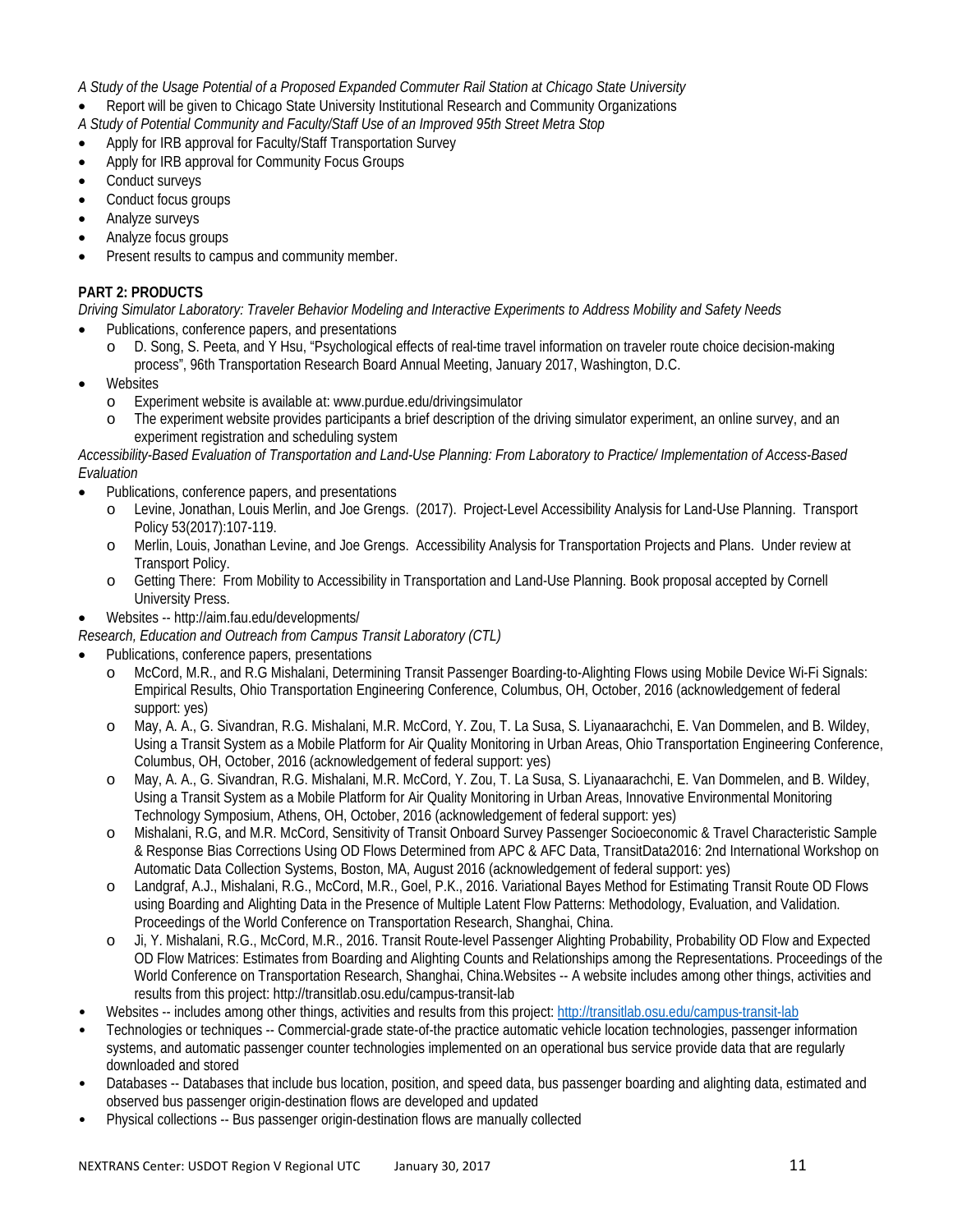*A Study of the Usage Potential of a Proposed Expanded Commuter Rail Station at Chicago State University*

- Report will be given to Chicago State University Institutional Research and Community Organizations

*A Study of Potential Community and Faculty/Staff Use of an Improved 95th Street Metra Stop*

- Apply for IRB approval for Faculty/Staff Transportation Survey
- Apply for IRB approval for Community Focus Groups
- Conduct surveys
- Conduct focus groups
- Analyze surveys
- Analyze focus groups
- Present results to campus and community member.

**PART 2: PRODUCTS**

*Driving Simulator Laboratory: Traveler Behavior Modeling and Interactive Experiments to Address Mobility and Safety Needs*

- Publications, conference papers, and presentations
  - D. Song, S. Peeta, and Y Hsu, "Psychological effects of real-time travel information on traveler route choice decision-making process", 96th Transportation Research Board Annual Meeting, January 2017, Washington, D.C.
- Websites
  - Experiment website is available at: www.purdue.edu/drivingsimulator
  - The experiment website provides participants a brief description of the driving simulator experiment, an online survey, and an experiment registration and scheduling system

*Accessibility-Based Evaluation of Transportation and Land-Use Planning: From Laboratory to Practice/ Implementation of Access-Based Evaluation*

- Publications, conference papers, and presentations
  - Levine, Jonathan, Louis Merlin, and Joe Grengs. (2017). Project-Level Accessibility Analysis for Land-Use Planning. Transport Policy 53(2017):107-119.
  - Merlin, Louis, Jonathan Levine, and Joe Grengs. Accessibility Analysis for Transportation Projects and Plans. Under review at Transport Policy.
  - Getting There: From Mobility to Accessibility in Transportation and Land-Use Planning. Book proposal accepted by Cornell University Press.
- Websites -- http://aim.fau.edu/developments/

*Research, Education and Outreach from Campus Transit Laboratory (CTL)*

- Publications, conference papers, presentations
  - McCord, M.R., and R.G Mishalani, Determining Transit Passenger Boarding-to-Alighting Flows using Mobile Device Wi-Fi Signals: Empirical Results, Ohio Transportation Engineering Conference, Columbus, OH, October, 2016 (acknowledgement of federal support: yes)
  - May, A. A., G. Sivandran, R.G. Mishalani, M.R. McCord, Y. Zou, T. La Susa, S. Liyanaarachchi, E. Van Dommelen, and B. Wildey, Using a Transit System as a Mobile Platform for Air Quality Monitoring in Urban Areas, Ohio Transportation Engineering Conference, Columbus, OH, October, 2016 (acknowledgement of federal support: yes)
  - May, A. A., G. Sivandran, R.G. Mishalani, M.R. McCord, Y. Zou, T. La Susa, S. Liyanaarachchi, E. Van Dommelen, and B. Wildey, Using a Transit System as a Mobile Platform for Air Quality Monitoring in Urban Areas, Innovative Environmental Monitoring Technology Symposium, Athens, OH, October, 2016 (acknowledgement of federal support: yes)
  - Mishalani, R.G, and M.R. McCord, Sensitivity of Transit Onboard Survey Passenger Socioeconomic & Travel Characteristic Sample & Response Bias Corrections Using OD Flows Determined from APC & AFC Data, TransitData2016: 2nd International Workshop on Automatic Data Collection Systems, Boston, MA, August 2016 (acknowledgement of federal support: yes)
  - Landgraf, A.J., Mishalani, R.G., McCord, M.R., Goel, P.K., 2016. Variational Bayes Method for Estimating Transit Route OD Flows using Boarding and Alighting Data in the Presence of Multiple Latent Flow Patterns: Methodology, Evaluation, and Validation. Proceedings of the World Conference on Transportation Research, Shanghai, China.
  - Ji, Y. Mishalani, R.G., McCord, M.R., 2016. Transit Route-level Passenger Alighting Probability, Probability OD Flow and Expected OD Flow Matrices: Estimates from Boarding and Alighting Counts and Relationships among the Representations. Proceedings of the World Conference on Transportation Research, Shanghai, China.Websites -- A website includes among other things, activities and results from this project: http://transitlab.osu.edu/campus-transit-lab
- Websites -- includes among other things, activities and results from this project: http://transitlab.osu.edu/campus-transit-lab
- Technologies or techniques -- Commercial-grade state-of-the practice automatic vehicle location technologies, passenger information systems, and automatic passenger counter technologies implemented on an operational bus service provide data that are regularly downloaded and stored
- Databases -- Databases that include bus location, position, and speed data, bus passenger boarding and alighting data, estimated and observed bus passenger origin-destination flows are developed and updated
- Physical collections -- Bus passenger origin-destination flows are manually collected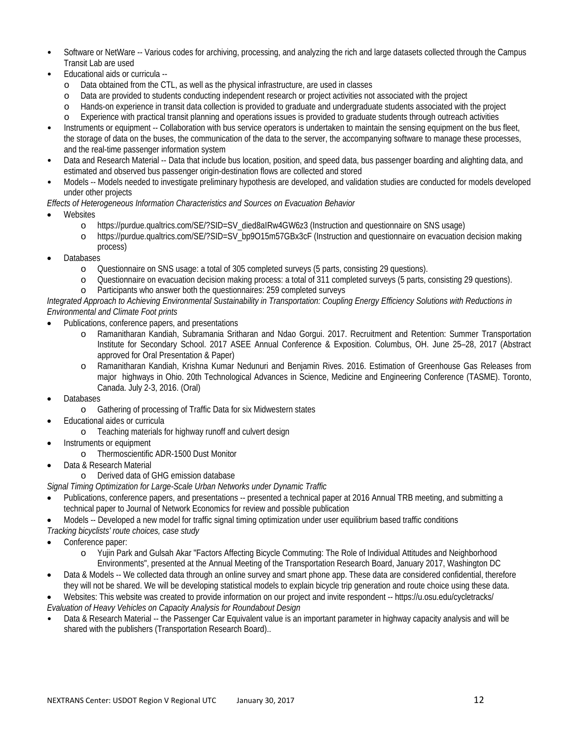- Software or NetWare -- Various codes for archiving, processing, and analyzing the rich and large datasets collected through the Campus Transit Lab are used
- Educational aids or curricula --
  - Data obtained from the CTL, as well as the physical infrastructure, are used in classes
  - Data are provided to students conducting independent research or project activities not associated with the project
  - Hands-on experience in transit data collection is provided to graduate and undergraduate students associated with the project
  - Experience with practical transit planning and operations issues is provided to graduate students through outreach activities
- Instruments or equipment -- Collaboration with bus service operators is undertaken to maintain the sensing equipment on the bus fleet, the storage of data on the buses, the communication of the data to the server, the accompanying software to manage these processes, and the real-time passenger information system
- Data and Research Material -- Data that include bus location, position, and speed data, bus passenger boarding and alighting data, and estimated and observed bus passenger origin-destination flows are collected and stored
- Models -- Models needed to investigate preliminary hypothesis are developed, and validation studies are conducted for models developed under other projects

*Effects of Heterogeneous Information Characteristics and Sources on Evacuation Behavior*

- Websites
  - https://purdue.qualtrics.com/SE/?SID=SV_died8aIRw4GW6z3 (Instruction and questionnaire on SNS usage)
  - https://purdue.qualtrics.com/SE/?SID=SV_bp9O15m57GBx3cF (Instruction and questionnaire on evacuation decision making process)
- Databases
  - Questionnaire on SNS usage: a total of 305 completed surveys (5 parts, consisting 29 questions).
  - Questionnaire on evacuation decision making process: a total of 311 completed surveys (5 parts, consisting 29 questions).
  - Participants who answer both the questionnaires: 259 completed surveys

*Integrated Approach to Achieving Environmental Sustainability in Transportation: Coupling Energy Efficiency Solutions with Reductions in Environmental and Climate Foot prints*

- Publications, conference papers, and presentations
  - Ramanitharan Kandiah, Subramania Sritharan and Ndao Gorgui. 2017. Recruitment and Retention: Summer Transportation Institute for Secondary School. 2017 ASEE Annual Conference & Exposition. Columbus, OH. June 25–28, 2017 (Abstract approved for Oral Presentation & Paper)
  - Ramanitharan Kandiah, Krishna Kumar Nedunuri and Benjamin Rives. 2016. Estimation of Greenhouse Gas Releases from major highways in Ohio. 20th Technological Advances in Science, Medicine and Engineering Conference (TASME). Toronto, Canada. July 2-3, 2016. (Oral)
- Databases
  - Gathering of processing of Traffic Data for six Midwestern states
- Educational aides or curricula
  - Teaching materials for highway runoff and culvert design
- Instruments or equipment
  - Thermoscientific ADR-1500 Dust Monitor
- Data & Research Material
  - Derived data of GHG emission database

*Signal Timing Optimization for Large-Scale Urban Networks under Dynamic Traffic*

- Publications, conference papers, and presentations -- presented a technical paper at 2016 Annual TRB meeting, and submitting a technical paper to Journal of Network Economics for review and possible publication
- Models -- Developed a new model for traffic signal timing optimization under user equilibrium based traffic conditions

*Tracking bicyclists' route choices, case study*

- Conference paper:
  - Yujin Park and Gulsah Akar "Factors Affecting Bicycle Commuting: The Role of Individual Attitudes and Neighborhood Environments", presented at the Annual Meeting of the Transportation Research Board, January 2017, Washington DC
- Data & Models -- We collected data through an online survey and smart phone app. These data are considered confidential, therefore they will not be shared. We will be developing statistical models to explain bicycle trip generation and route choice using these data.
- Websites: This website was created to provide information on our project and invite respondent -- https://u.osu.edu/cycletracks/

*Evaluation of Heavy Vehicles on Capacity Analysis for Roundabout Design*

- Data & Research Material -- the Passenger Car Equivalent value is an important parameter in highway capacity analysis and will be shared with the publishers (Transportation Research Board)..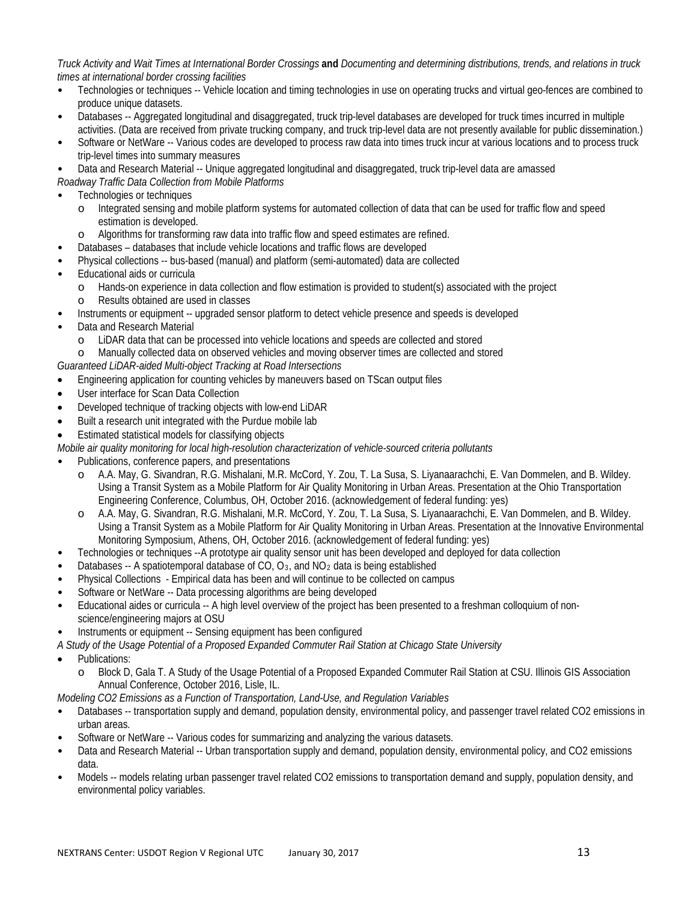*Truck Activity and Wait Times at International Border Crossings* **and** *Documenting and determining distributions, trends, and relations in truck times at international border crossing facilities*

- Technologies or techniques -- Vehicle location and timing technologies in use on operating trucks and virtual geo-fences are combined to produce unique datasets.
- Databases -- Aggregated longitudinal and disaggregated, truck trip-level databases are developed for truck times incurred in multiple activities. (Data are received from private trucking company, and truck trip-level data are not presently available for public dissemination.)
- Software or NetWare -- Various codes are developed to process raw data into times truck incur at various locations and to process truck trip-level times into summary measures
- Data and Research Material -- Unique aggregated longitudinal and disaggregated, truck trip-level data are amassed

*Roadway Traffic Data Collection from Mobile Platforms*

- Technologies or techniques
  - Integrated sensing and mobile platform systems for automated collection of data that can be used for traffic flow and speed estimation is developed.
  - Algorithms for transforming raw data into traffic flow and speed estimates are refined.
- Databases – databases that include vehicle locations and traffic flows are developed
- Physical collections -- bus-based (manual) and platform (semi-automated) data are collected
- Educational aids or curricula
  - Hands-on experience in data collection and flow estimation is provided to student(s) associated with the project
  - Results obtained are used in classes
- Instruments or equipment -- upgraded sensor platform to detect vehicle presence and speeds is developed
- Data and Research Material
  - LiDAR data that can be processed into vehicle locations and speeds are collected and stored
  - Manually collected data on observed vehicles and moving observer times are collected and stored

*Guaranteed LiDAR-aided Multi-object Tracking at Road Intersections*

- Engineering application for counting vehicles by maneuvers based on TScan output files
- User interface for Scan Data Collection
- Developed technique of tracking objects with low-end LiDAR
- Built a research unit integrated with the Purdue mobile lab
- Estimated statistical models for classifying objects

*Mobile air quality monitoring for local high-resolution characterization of vehicle-sourced criteria pollutants*

- Publications, conference papers, and presentations
  - A.A. May, G. Sivandran, R.G. Mishalani, M.R. McCord, Y. Zou, T. La Susa, S. Liyanaarachchi, E. Van Dommelen, and B. Wildey. Using a Transit System as a Mobile Platform for Air Quality Monitoring in Urban Areas. Presentation at the Ohio Transportation Engineering Conference, Columbus, OH, October 2016. (acknowledgement of federal funding: yes)
  - A.A. May, G. Sivandran, R.G. Mishalani, M.R. McCord, Y. Zou, T. La Susa, S. Liyanaarachchi, E. Van Dommelen, and B. Wildey. Using a Transit System as a Mobile Platform for Air Quality Monitoring in Urban Areas. Presentation at the Innovative Environmental Monitoring Symposium, Athens, OH, October 2016. (acknowledgement of federal funding: yes)
- Technologies or techniques --A prototype air quality sensor unit has been developed and deployed for data collection
- Databases -- A spatiotemporal database of CO, $O_3$, and $NO_2$ data is being established
- Physical Collections - Empirical data has been and will continue to be collected on campus
- Software or NetWare -- Data processing algorithms are being developed
- Educational aides or curricula -- A high level overview of the project has been presented to a freshman colloquium of non-science/engineering majors at OSU
- Instruments or equipment -- Sensing equipment has been configured

*A Study of the Usage Potential of a Proposed Expanded Commuter Rail Station at Chicago State University*

- Publications:
  - Block D, Gala T. A Study of the Usage Potential of a Proposed Expanded Commuter Rail Station at CSU. Illinois GIS Association Annual Conference, October 2016, Lisle, IL.

*Modeling CO2 Emissions as a Function of Transportation, Land-Use, and Regulation Variables*

- Databases -- transportation supply and demand, population density, environmental policy, and passenger travel related $CO_2$ emissions in urban areas.
- Software or NetWare -- Various codes for summarizing and analyzing the various datasets.
- Data and Research Material -- Urban transportation supply and demand, population density, environmental policy, and $CO_2$ emissions data.
- Models -- models relating urban passenger travel related $CO_2$ emissions to transportation demand and supply, population density, and environmental policy variables.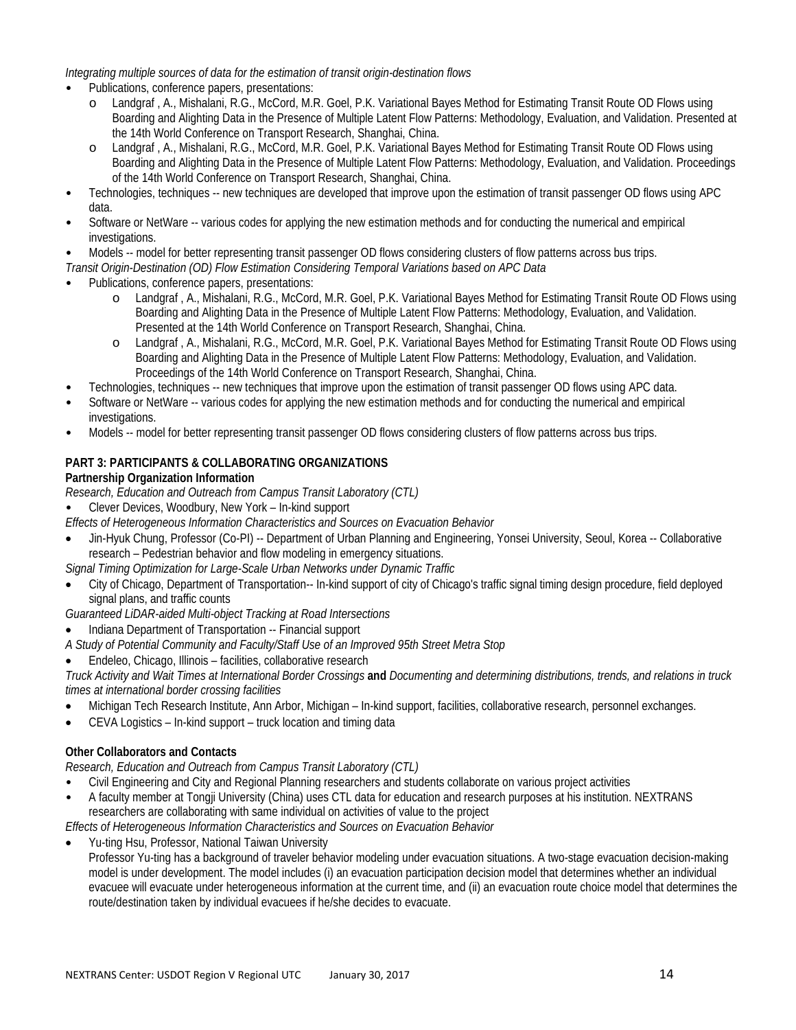*Integrating multiple sources of data for the estimation of transit origin-destination flows*

- Publications, conference papers, presentations:
  - Landgraf , A., Mishalani, R.G., McCord, M.R. Goel, P.K. Variational Bayes Method for Estimating Transit Route OD Flows using Boarding and Alighting Data in the Presence of Multiple Latent Flow Patterns: Methodology, Evaluation, and Validation. Presented at the 14th World Conference on Transport Research, Shanghai, China.
  - Landgraf , A., Mishalani, R.G., McCord, M.R. Goel, P.K. Variational Bayes Method for Estimating Transit Route OD Flows using Boarding and Alighting Data in the Presence of Multiple Latent Flow Patterns: Methodology, Evaluation, and Validation. Proceedings of the 14th World Conference on Transport Research, Shanghai, China.
- Technologies, techniques -- new techniques are developed that improve upon the estimation of transit passenger OD flows using APC data.
- Software or NetWare -- various codes for applying the new estimation methods and for conducting the numerical and empirical investigations.
- Models -- model for better representing transit passenger OD flows considering clusters of flow patterns across bus trips.

*Transit Origin-Destination (OD) Flow Estimation Considering Temporal Variations based on APC Data*

- Publications, conference papers, presentations:
  - Landgraf , A., Mishalani, R.G., McCord, M.R. Goel, P.K. Variational Bayes Method for Estimating Transit Route OD Flows using Boarding and Alighting Data in the Presence of Multiple Latent Flow Patterns: Methodology, Evaluation, and Validation. Presented at the 14th World Conference on Transport Research, Shanghai, China.
  - Landgraf , A., Mishalani, R.G., McCord, M.R. Goel, P.K. Variational Bayes Method for Estimating Transit Route OD Flows using Boarding and Alighting Data in the Presence of Multiple Latent Flow Patterns: Methodology, Evaluation, and Validation. Proceedings of the 14th World Conference on Transport Research, Shanghai, China.
- Technologies, techniques -- new techniques that improve upon the estimation of transit passenger OD flows using APC data.
- Software or NetWare -- various codes for applying the new estimation methods and for conducting the numerical and empirical investigations.
- Models -- model for better representing transit passenger OD flows considering clusters of flow patterns across bus trips.

## PART 3: PARTICIPANTS & COLLABORATING ORGANIZATIONS

### Partnership Organization Information

*Research, Education and Outreach from Campus Transit Laboratory (CTL)*

- Clever Devices, Woodbury, New York – In-kind support

*Effects of Heterogeneous Information Characteristics and Sources on Evacuation Behavior*

- Jin-Hyuk Chung, Professor (Co-PI) -- Department of Urban Planning and Engineering, Yonsei University, Seoul, Korea -- Collaborative research – Pedestrian behavior and flow modeling in emergency situations.

*Signal Timing Optimization for Large-Scale Urban Networks under Dynamic Traffic*

- City of Chicago, Department of Transportation-- In-kind support of city of Chicago's traffic signal timing design procedure, field deployed signal plans, and traffic counts

*Guaranteed LiDAR-aided Multi-object Tracking at Road Intersections*

- Indiana Department of Transportation -- Financial support

*A Study of Potential Community and Faculty/Staff Use of an Improved 95th Street Metra Stop*

- Endeleo, Chicago, Illinois – facilities, collaborative research

*Truck Activity and Wait Times at International Border Crossings* **and** *Documenting and determining distributions, trends, and relations in truck times at international border crossing facilities*

- Michigan Tech Research Institute, Ann Arbor, Michigan – In-kind support, facilities, collaborative research, personnel exchanges.
- CEVA Logistics – In-kind support – truck location and timing data

### Other Collaborators and Contacts

*Research, Education and Outreach from Campus Transit Laboratory (CTL)*

- Civil Engineering and City and Regional Planning researchers and students collaborate on various project activities
- A faculty member at Tongji University (China) uses CTL data for education and research purposes at his institution. NEXTRANS researchers are collaborating with same individual on activities of value to the project

*Effects of Heterogeneous Information Characteristics and Sources on Evacuation Behavior*

- Yu-ting Hsu, Professor, National Taiwan University
  Professor Yu-ting has a background of traveler behavior modeling under evacuation situations. A two-stage evacuation decision-making model is under development. The model includes (i) an evacuation participation decision model that determines whether an individual evacuee will evacuate under heterogeneous information at the current time, and (ii) an evacuation route choice model that determines the route/destination taken by individual evacuees if he/she decides to evacuate.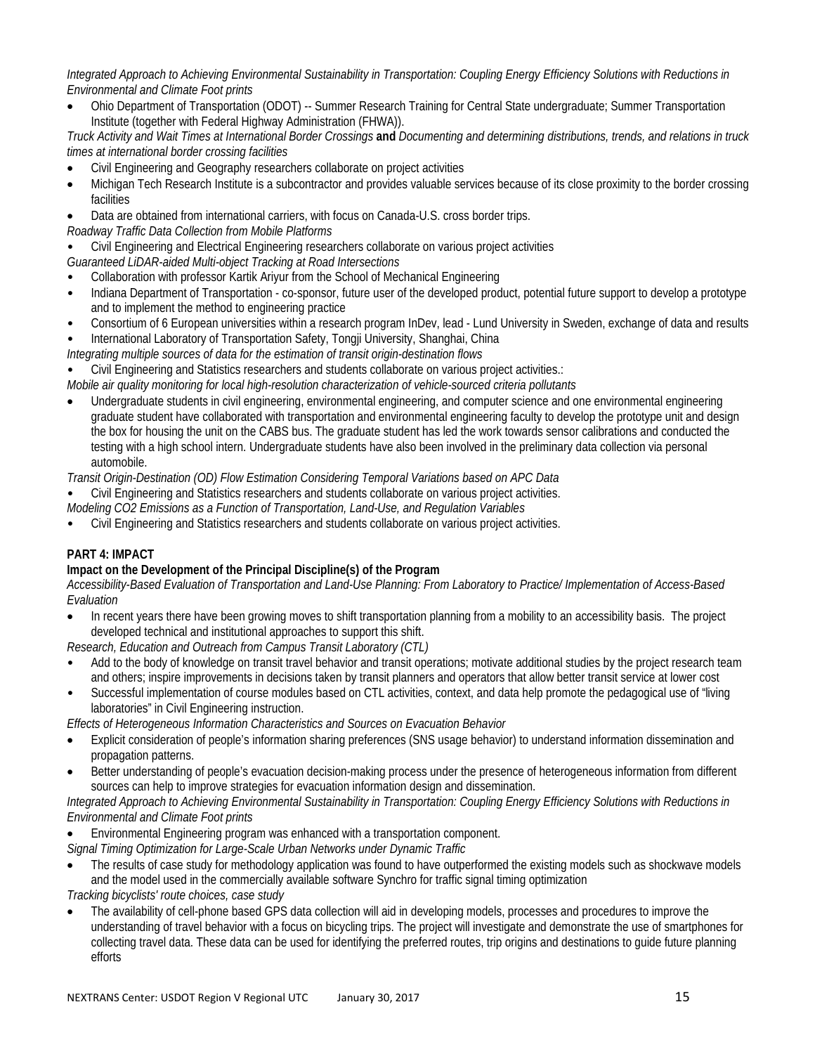*Integrated Approach to Achieving Environmental Sustainability in Transportation: Coupling Energy Efficiency Solutions with Reductions in Environmental and Climate Foot prints*

- Ohio Department of Transportation (ODOT) -- Summer Research Training for Central State undergraduate; Summer Transportation Institute (together with Federal Highway Administration (FHWA)).

*Truck Activity and Wait Times at International Border Crossings* **and** *Documenting and determining distributions, trends, and relations in truck times at international border crossing facilities*

- Civil Engineering and Geography researchers collaborate on project activities
- Michigan Tech Research Institute is a subcontractor and provides valuable services because of its close proximity to the border crossing facilities
- Data are obtained from international carriers, with focus on Canada-U.S. cross border trips.

*Roadway Traffic Data Collection from Mobile Platforms*

- Civil Engineering and Electrical Engineering researchers collaborate on various project activities

*Guaranteed LiDAR-aided Multi-object Tracking at Road Intersections*

- Collaboration with professor Kartik Ariyur from the School of Mechanical Engineering
- Indiana Department of Transportation - co-sponsor, future user of the developed product, potential future support to develop a prototype and to implement the method to engineering practice
- Consortium of 6 European universities within a research program InDev, lead - Lund University in Sweden, exchange of data and results
- International Laboratory of Transportation Safety, Tongji University, Shanghai, China

*Integrating multiple sources of data for the estimation of transit origin-destination flows*

- Civil Engineering and Statistics researchers and students collaborate on various project activities.:

*Mobile air quality monitoring for local high-resolution characterization of vehicle-sourced criteria pollutants*

- Undergraduate students in civil engineering, environmental engineering, and computer science and one environmental engineering graduate student have collaborated with transportation and environmental engineering faculty to develop the prototype unit and design the box for housing the unit on the CABS bus. The graduate student has led the work towards sensor calibrations and conducted the testing with a high school intern. Undergraduate students have also been involved in the preliminary data collection via personal automobile.

*Transit Origin-Destination (OD) Flow Estimation Considering Temporal Variations based on APC Data*

- Civil Engineering and Statistics researchers and students collaborate on various project activities.

*Modeling CO2 Emissions as a Function of Transportation, Land-Use, and Regulation Variables*

- Civil Engineering and Statistics researchers and students collaborate on various project activities.

## PART 4: IMPACT

### Impact on the Development of the Principal Discipline(s) of the Program

*Accessibility-Based Evaluation of Transportation and Land-Use Planning: From Laboratory to Practice/ Implementation of Access-Based Evaluation*

- In recent years there have been growing moves to shift transportation planning from a mobility to an accessibility basis. The project developed technical and institutional approaches to support this shift.

*Research, Education and Outreach from Campus Transit Laboratory (CTL)*

- Add to the body of knowledge on transit travel behavior and transit operations; motivate additional studies by the project research team and others; inspire improvements in decisions taken by transit planners and operators that allow better transit service at lower cost
- Successful implementation of course modules based on CTL activities, context, and data help promote the pedagogical use of "living laboratories" in Civil Engineering instruction.

*Effects of Heterogeneous Information Characteristics and Sources on Evacuation Behavior*

- Explicit consideration of people's information sharing preferences (SNS usage behavior) to understand information dissemination and propagation patterns.
- Better understanding of people's evacuation decision-making process under the presence of heterogeneous information from different sources can help to improve strategies for evacuation information design and dissemination.

*Integrated Approach to Achieving Environmental Sustainability in Transportation: Coupling Energy Efficiency Solutions with Reductions in Environmental and Climate Foot prints*

- Environmental Engineering program was enhanced with a transportation component.

*Signal Timing Optimization for Large-Scale Urban Networks under Dynamic Traffic*

- The results of case study for methodology application was found to have outperformed the existing models such as shockwave models and the model used in the commercially available software Synchro for traffic signal timing optimization

*Tracking bicyclists' route choices, case study*

- The availability of cell-phone based GPS data collection will aid in developing models, processes and procedures to improve the understanding of travel behavior with a focus on bicycling trips. The project will investigate and demonstrate the use of smartphones for collecting travel data. These data can be used for identifying the preferred routes, trip origins and destinations to guide future planning efforts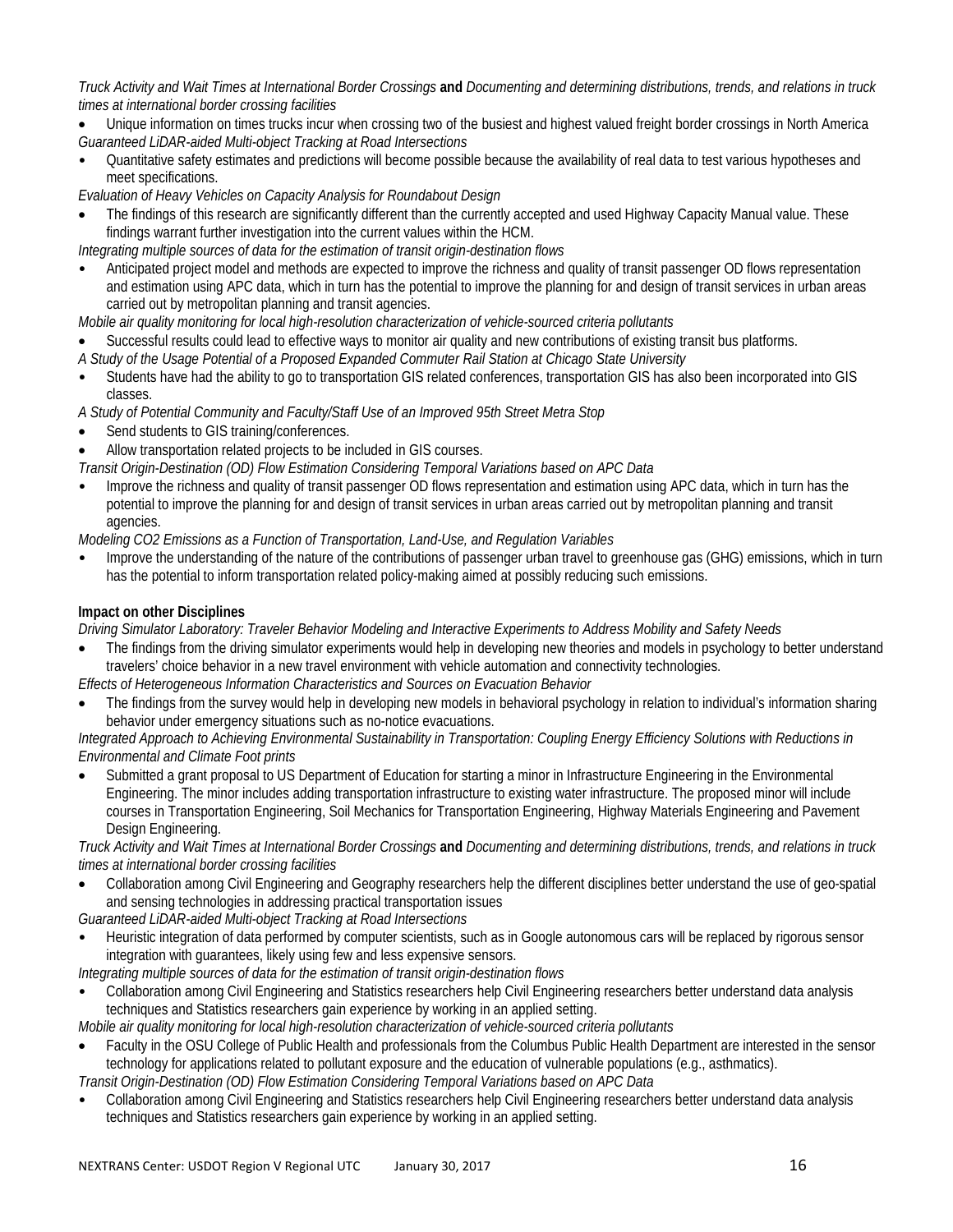*Truck Activity and Wait Times at International Border Crossings* **and** *Documenting and determining distributions, trends, and relations in truck times at international border crossing facilities*

- Unique information on times trucks incur when crossing two of the busiest and highest valued freight border crossings in North America

*Guaranteed LiDAR-aided Multi-object Tracking at Road Intersections*

- Quantitative safety estimates and predictions will become possible because the availability of real data to test various hypotheses and meet specifications.

*Evaluation of Heavy Vehicles on Capacity Analysis for Roundabout Design*

- The findings of this research are significantly different than the currently accepted and used Highway Capacity Manual value. These findings warrant further investigation into the current values within the HCM.

*Integrating multiple sources of data for the estimation of transit origin-destination flows*

- Anticipated project model and methods are expected to improve the richness and quality of transit passenger OD flows representation and estimation using APC data, which in turn has the potential to improve the planning for and design of transit services in urban areas carried out by metropolitan planning and transit agencies.

*Mobile air quality monitoring for local high-resolution characterization of vehicle-sourced criteria pollutants*

- Successful results could lead to effective ways to monitor air quality and new contributions of existing transit bus platforms.

*A Study of the Usage Potential of a Proposed Expanded Commuter Rail Station at Chicago State University*

- Students have had the ability to go to transportation GIS related conferences, transportation GIS has also been incorporated into GIS classes.

*A Study of Potential Community and Faculty/Staff Use of an Improved 95th Street Metra Stop*

- Send students to GIS training/conferences.
- Allow transportation related projects to be included in GIS courses.

*Transit Origin-Destination (OD) Flow Estimation Considering Temporal Variations based on APC Data*

- Improve the richness and quality of transit passenger OD flows representation and estimation using APC data, which in turn has the potential to improve the planning for and design of transit services in urban areas carried out by metropolitan planning and transit agencies.

*Modeling CO2 Emissions as a Function of Transportation, Land-Use, and Regulation Variables*

- Improve the understanding of the nature of the contributions of passenger urban travel to greenhouse gas (GHG) emissions, which in turn has the potential to inform transportation related policy-making aimed at possibly reducing such emissions.

**Impact on other Disciplines**

*Driving Simulator Laboratory: Traveler Behavior Modeling and Interactive Experiments to Address Mobility and Safety Needs*

- The findings from the driving simulator experiments would help in developing new theories and models in psychology to better understand travelers' choice behavior in a new travel environment with vehicle automation and connectivity technologies.

*Effects of Heterogeneous Information Characteristics and Sources on Evacuation Behavior*

- The findings from the survey would help in developing new models in behavioral psychology in relation to individual's information sharing behavior under emergency situations such as no-notice evacuations.

*Integrated Approach to Achieving Environmental Sustainability in Transportation: Coupling Energy Efficiency Solutions with Reductions in Environmental and Climate Foot prints*

- Submitted a grant proposal to US Department of Education for starting a minor in Infrastructure Engineering in the Environmental Engineering. The minor includes adding transportation infrastructure to existing water infrastructure. The proposed minor will include courses in Transportation Engineering, Soil Mechanics for Transportation Engineering, Highway Materials Engineering and Pavement Design Engineering.

*Truck Activity and Wait Times at International Border Crossings* **and** *Documenting and determining distributions, trends, and relations in truck times at international border crossing facilities*

- Collaboration among Civil Engineering and Geography researchers help the different disciplines better understand the use of geo-spatial and sensing technologies in addressing practical transportation issues

*Guaranteed LiDAR-aided Multi-object Tracking at Road Intersections*

- Heuristic integration of data performed by computer scientists, such as in Google autonomous cars will be replaced by rigorous sensor integration with guarantees, likely using few and less expensive sensors.

*Integrating multiple sources of data for the estimation of transit origin-destination flows*

- Collaboration among Civil Engineering and Statistics researchers help Civil Engineering researchers better understand data analysis techniques and Statistics researchers gain experience by working in an applied setting.

*Mobile air quality monitoring for local high-resolution characterization of vehicle-sourced criteria pollutants*

- Faculty in the OSU College of Public Health and professionals from the Columbus Public Health Department are interested in the sensor technology for applications related to pollutant exposure and the education of vulnerable populations (e.g., asthmatics).

*Transit Origin-Destination (OD) Flow Estimation Considering Temporal Variations based on APC Data*

- Collaboration among Civil Engineering and Statistics researchers help Civil Engineering researchers better understand data analysis techniques and Statistics researchers gain experience by working in an applied setting.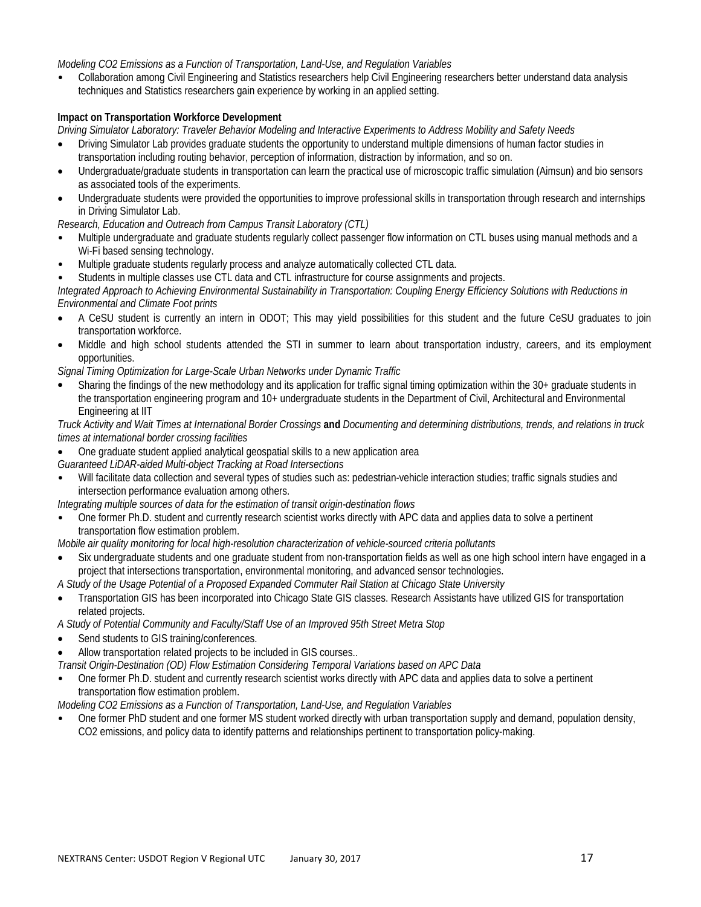*Modeling CO2 Emissions as a Function of Transportation, Land-Use, and Regulation Variables*

- Collaboration among Civil Engineering and Statistics researchers help Civil Engineering researchers better understand data analysis techniques and Statistics researchers gain experience by working in an applied setting.

**Impact on Transportation Workforce Development**

*Driving Simulator Laboratory: Traveler Behavior Modeling and Interactive Experiments to Address Mobility and Safety Needs*

- Driving Simulator Lab provides graduate students the opportunity to understand multiple dimensions of human factor studies in transportation including routing behavior, perception of information, distraction by information, and so on.
- Undergraduate/graduate students in transportation can learn the practical use of microscopic traffic simulation (Aimsun) and bio sensors as associated tools of the experiments.
- Undergraduate students were provided the opportunities to improve professional skills in transportation through research and internships in Driving Simulator Lab.

*Research, Education and Outreach from Campus Transit Laboratory (CTL)*

- Multiple undergraduate and graduate students regularly collect passenger flow information on CTL buses using manual methods and a Wi-Fi based sensing technology.
- Multiple graduate students regularly process and analyze automatically collected CTL data.
- Students in multiple classes use CTL data and CTL infrastructure for course assignments and projects.

*Integrated Approach to Achieving Environmental Sustainability in Transportation: Coupling Energy Efficiency Solutions with Reductions in Environmental and Climate Foot prints*

- A CeSU student is currently an intern in ODOT; This may yield possibilities for this student and the future CeSU graduates to join transportation workforce.
- Middle and high school students attended the STI in summer to learn about transportation industry, careers, and its employment opportunities.

*Signal Timing Optimization for Large-Scale Urban Networks under Dynamic Traffic*

- Sharing the findings of the new methodology and its application for traffic signal timing optimization within the 30+ graduate students in the transportation engineering program and 10+ undergraduate students in the Department of Civil, Architectural and Environmental Engineering at IIT

*Truck Activity and Wait Times at International Border Crossings* **and** *Documenting and determining distributions, trends, and relations in truck times at international border crossing facilities*

- One graduate student applied analytical geospatial skills to a new application area

*Guaranteed LiDAR-aided Multi-object Tracking at Road Intersections*

- Will facilitate data collection and several types of studies such as: pedestrian-vehicle interaction studies; traffic signals studies and intersection performance evaluation among others.

*Integrating multiple sources of data for the estimation of transit origin-destination flows*

- One former Ph.D. student and currently research scientist works directly with APC data and applies data to solve a pertinent transportation flow estimation problem.

*Mobile air quality monitoring for local high-resolution characterization of vehicle-sourced criteria pollutants*

- Six undergraduate students and one graduate student from non-transportation fields as well as one high school intern have engaged in a project that intersections transportation, environmental monitoring, and advanced sensor technologies.

*A Study of the Usage Potential of a Proposed Expanded Commuter Rail Station at Chicago State University*

- Transportation GIS has been incorporated into Chicago State GIS classes. Research Assistants have utilized GIS for transportation related projects.

*A Study of Potential Community and Faculty/Staff Use of an Improved 95th Street Metra Stop*

- Send students to GIS training/conferences.
- Allow transportation related projects to be included in GIS courses..

*Transit Origin-Destination (OD) Flow Estimation Considering Temporal Variations based on APC Data*

- One former Ph.D. student and currently research scientist works directly with APC data and applies data to solve a pertinent transportation flow estimation problem.

*Modeling CO2 Emissions as a Function of Transportation, Land-Use, and Regulation Variables*

- One former PhD student and one former MS student worked directly with urban transportation supply and demand, population density, CO2 emissions, and policy data to identify patterns and relationships pertinent to transportation policy-making.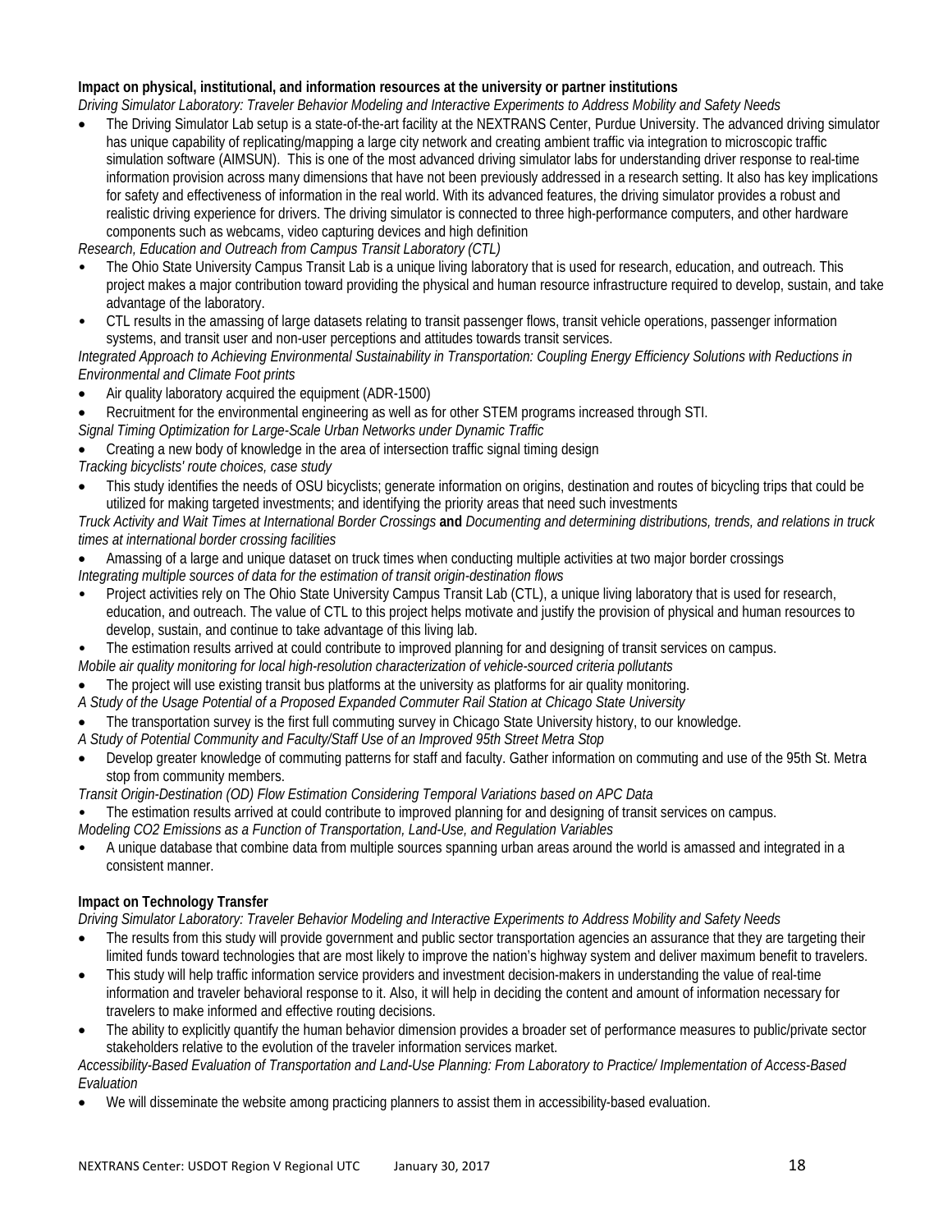**Impact on physical, institutional, and information resources at the university or partner institutions**

*Driving Simulator Laboratory: Traveler Behavior Modeling and Interactive Experiments to Address Mobility and Safety Needs*

- The Driving Simulator Lab setup is a state-of-the-art facility at the NEXTRANS Center, Purdue University. The advanced driving simulator has unique capability of replicating/mapping a large city network and creating ambient traffic via integration to microscopic traffic simulation software (AIMSUN). This is one of the most advanced driving simulator labs for understanding driver response to real-time information provision across many dimensions that have not been previously addressed in a research setting. It also has key implications for safety and effectiveness of information in the real world. With its advanced features, the driving simulator provides a robust and realistic driving experience for drivers. The driving simulator is connected to three high-performance computers, and other hardware components such as webcams, video capturing devices and high definition

*Research, Education and Outreach from Campus Transit Laboratory (CTL)*

- The Ohio State University Campus Transit Lab is a unique living laboratory that is used for research, education, and outreach. This project makes a major contribution toward providing the physical and human resource infrastructure required to develop, sustain, and take advantage of the laboratory.
- CTL results in the amassing of large datasets relating to transit passenger flows, transit vehicle operations, passenger information systems, and transit user and non-user perceptions and attitudes towards transit services.

*Integrated Approach to Achieving Environmental Sustainability in Transportation: Coupling Energy Efficiency Solutions with Reductions in Environmental and Climate Foot prints*

- Air quality laboratory acquired the equipment (ADR-1500)
- Recruitment for the environmental engineering as well as for other STEM programs increased through STI.

*Signal Timing Optimization for Large-Scale Urban Networks under Dynamic Traffic*

- Creating a new body of knowledge in the area of intersection traffic signal timing design

*Tracking bicyclists' route choices, case study*

- This study identifies the needs of OSU bicyclists; generate information on origins, destination and routes of bicycling trips that could be utilized for making targeted investments; and identifying the priority areas that need such investments

*Truck Activity and Wait Times at International Border Crossings* **and** *Documenting and determining distributions, trends, and relations in truck times at international border crossing facilities*

- Amassing of a large and unique dataset on truck times when conducting multiple activities at two major border crossings

*Integrating multiple sources of data for the estimation of transit origin-destination flows*

- Project activities rely on The Ohio State University Campus Transit Lab (CTL), a unique living laboratory that is used for research, education, and outreach. The value of CTL to this project helps motivate and justify the provision of physical and human resources to develop, sustain, and continue to take advantage of this living lab.
- The estimation results arrived at could contribute to improved planning for and designing of transit services on campus.

*Mobile air quality monitoring for local high-resolution characterization of vehicle-sourced criteria pollutants*

- The project will use existing transit bus platforms at the university as platforms for air quality monitoring.

*A Study of the Usage Potential of a Proposed Expanded Commuter Rail Station at Chicago State University*

- The transportation survey is the first full commuting survey in Chicago State University history, to our knowledge.

*A Study of Potential Community and Faculty/Staff Use of an Improved 95th Street Metra Stop*

- Develop greater knowledge of commuting patterns for staff and faculty. Gather information on commuting and use of the 95th St. Metra stop from community members.

*Transit Origin-Destination (OD) Flow Estimation Considering Temporal Variations based on APC Data*

- The estimation results arrived at could contribute to improved planning for and designing of transit services on campus.

*Modeling CO2 Emissions as a Function of Transportation, Land-Use, and Regulation Variables*

- A unique database that combine data from multiple sources spanning urban areas around the world is amassed and integrated in a consistent manner.

**Impact on Technology Transfer**

*Driving Simulator Laboratory: Traveler Behavior Modeling and Interactive Experiments to Address Mobility and Safety Needs*

- The results from this study will provide government and public sector transportation agencies an assurance that they are targeting their limited funds toward technologies that are most likely to improve the nation's highway system and deliver maximum benefit to travelers.
- This study will help traffic information service providers and investment decision-makers in understanding the value of real-time information and traveler behavioral response to it. Also, it will help in deciding the content and amount of information necessary for travelers to make informed and effective routing decisions.
- The ability to explicitly quantify the human behavior dimension provides a broader set of performance measures to public/private sector stakeholders relative to the evolution of the traveler information services market.

*Accessibility-Based Evaluation of Transportation and Land-Use Planning: From Laboratory to Practice/ Implementation of Access-Based Evaluation*

- We will disseminate the website among practicing planners to assist them in accessibility-based evaluation.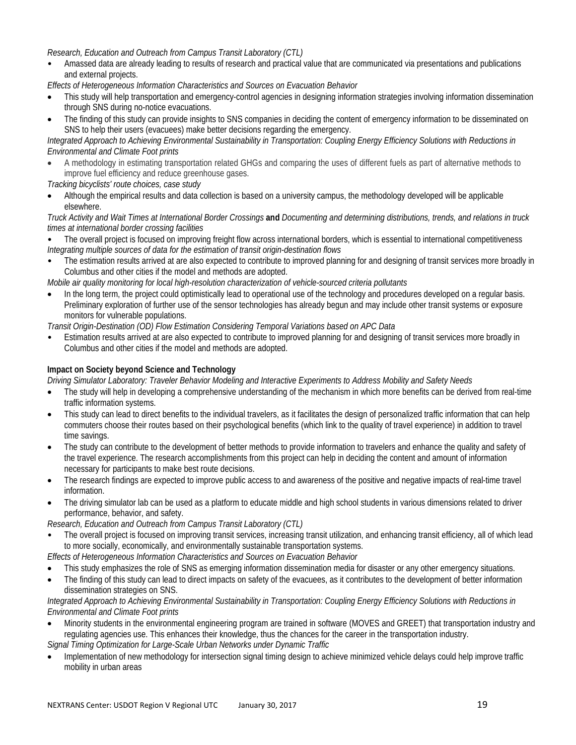*Research, Education and Outreach from Campus Transit Laboratory (CTL)*

- Amassed data are already leading to results of research and practical value that are communicated via presentations and publications and external projects.

*Effects of Heterogeneous Information Characteristics and Sources on Evacuation Behavior*

- This study will help transportation and emergency-control agencies in designing information strategies involving information dissemination through SNS during no-notice evacuations.
- The finding of this study can provide insights to SNS companies in deciding the content of emergency information to be disseminated on SNS to help their users (evacuees) make better decisions regarding the emergency.

*Integrated Approach to Achieving Environmental Sustainability in Transportation: Coupling Energy Efficiency Solutions with Reductions in Environmental and Climate Foot prints*

- A methodology in estimating transportation related GHGs and comparing the uses of different fuels as part of alternative methods to improve fuel efficiency and reduce greenhouse gases.

*Tracking bicyclists' route choices, case study*

- Although the empirical results and data collection is based on a university campus, the methodology developed will be applicable elsewhere.

*Truck Activity and Wait Times at International Border Crossings* **and** *Documenting and determining distributions, trends, and relations in truck times at international border crossing facilities*

- The overall project is focused on improving freight flow across international borders, which is essential to international competitiveness

*Integrating multiple sources of data for the estimation of transit origin-destination flows*

- The estimation results arrived at are also expected to contribute to improved planning for and designing of transit services more broadly in Columbus and other cities if the model and methods are adopted.

*Mobile air quality monitoring for local high-resolution characterization of vehicle-sourced criteria pollutants*

- In the long term, the project could optimistically lead to operational use of the technology and procedures developed on a regular basis. Preliminary exploration of further use of the sensor technologies has already begun and may include other transit systems or exposure monitors for vulnerable populations.

*Transit Origin-Destination (OD) Flow Estimation Considering Temporal Variations based on APC Data*

- Estimation results arrived at are also expected to contribute to improved planning for and designing of transit services more broadly in Columbus and other cities if the model and methods are adopted.

**Impact on Society beyond Science and Technology**

*Driving Simulator Laboratory: Traveler Behavior Modeling and Interactive Experiments to Address Mobility and Safety Needs*

- The study will help in developing a comprehensive understanding of the mechanism in which more benefits can be derived from real-time traffic information systems.
- This study can lead to direct benefits to the individual travelers, as it facilitates the design of personalized traffic information that can help commuters choose their routes based on their psychological benefits (which link to the quality of travel experience) in addition to travel time savings.
- The study can contribute to the development of better methods to provide information to travelers and enhance the quality and safety of the travel experience. The research accomplishments from this project can help in deciding the content and amount of information necessary for participants to make best route decisions.
- The research findings are expected to improve public access to and awareness of the positive and negative impacts of real-time travel information.
- The driving simulator lab can be used as a platform to educate middle and high school students in various dimensions related to driver performance, behavior, and safety.

*Research, Education and Outreach from Campus Transit Laboratory (CTL)*

- The overall project is focused on improving transit services, increasing transit utilization, and enhancing transit efficiency, all of which lead to more socially, economically, and environmentally sustainable transportation systems.

*Effects of Heterogeneous Information Characteristics and Sources on Evacuation Behavior*

- This study emphasizes the role of SNS as emerging information dissemination media for disaster or any other emergency situations.
- The finding of this study can lead to direct impacts on safety of the evacuees, as it contributes to the development of better information dissemination strategies on SNS.

*Integrated Approach to Achieving Environmental Sustainability in Transportation: Coupling Energy Efficiency Solutions with Reductions in Environmental and Climate Foot prints*

- Minority students in the environmental engineering program are trained in software (MOVES and GREET) that transportation industry and regulating agencies use. This enhances their knowledge, thus the chances for the career in the transportation industry.

*Signal Timing Optimization for Large-Scale Urban Networks under Dynamic Traffic*

- Implementation of new methodology for intersection signal timing design to achieve minimized vehicle delays could help improve traffic mobility in urban areas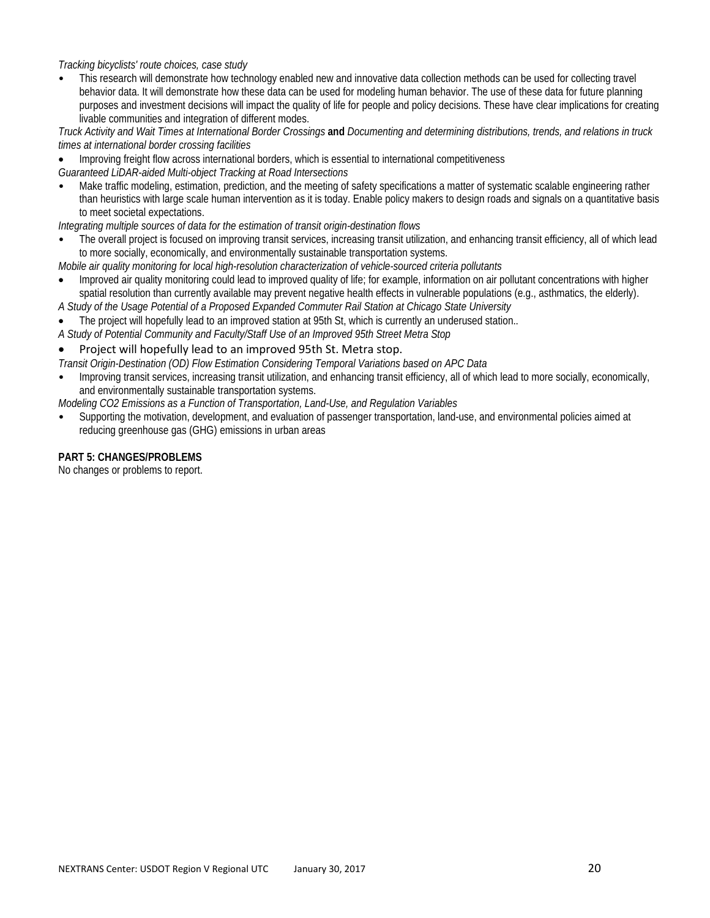*Tracking bicyclists' route choices, case study*

- This research will demonstrate how technology enabled new and innovative data collection methods can be used for collecting travel behavior data. It will demonstrate how these data can be used for modeling human behavior. The use of these data for future planning purposes and investment decisions will impact the quality of life for people and policy decisions. These have clear implications for creating livable communities and integration of different modes.

*Truck Activity and Wait Times at International Border Crossings* **and** *Documenting and determining distributions, trends, and relations in truck times at international border crossing facilities*

- Improving freight flow across international borders, which is essential to international competitiveness

*Guaranteed LiDAR-aided Multi-object Tracking at Road Intersections*

- Make traffic modeling, estimation, prediction, and the meeting of safety specifications a matter of systematic scalable engineering rather than heuristics with large scale human intervention as it is today. Enable policy makers to design roads and signals on a quantitative basis to meet societal expectations.

*Integrating multiple sources of data for the estimation of transit origin-destination flows*

- The overall project is focused on improving transit services, increasing transit utilization, and enhancing transit efficiency, all of which lead to more socially, economically, and environmentally sustainable transportation systems.

*Mobile air quality monitoring for local high-resolution characterization of vehicle-sourced criteria pollutants*

- Improved air quality monitoring could lead to improved quality of life; for example, information on air pollutant concentrations with higher spatial resolution than currently available may prevent negative health effects in vulnerable populations (e.g., asthmatics, the elderly).

*A Study of the Usage Potential of a Proposed Expanded Commuter Rail Station at Chicago State University*

- The project will hopefully lead to an improved station at 95th St, which is currently an underused station..

*A Study of Potential Community and Faculty/Staff Use of an Improved 95th Street Metra Stop*

- Project will hopefully lead to an improved 95th St. Metra stop.

*Transit Origin-Destination (OD) Flow Estimation Considering Temporal Variations based on APC Data*

- Improving transit services, increasing transit utilization, and enhancing transit efficiency, all of which lead to more socially, economically, and environmentally sustainable transportation systems.

*Modeling CO2 Emissions as a Function of Transportation, Land-Use, and Regulation Variables*

- Supporting the motivation, development, and evaluation of passenger transportation, land-use, and environmental policies aimed at reducing greenhouse gas (GHG) emissions in urban areas

**PART 5: CHANGES/PROBLEMS**

No changes or problems to report.